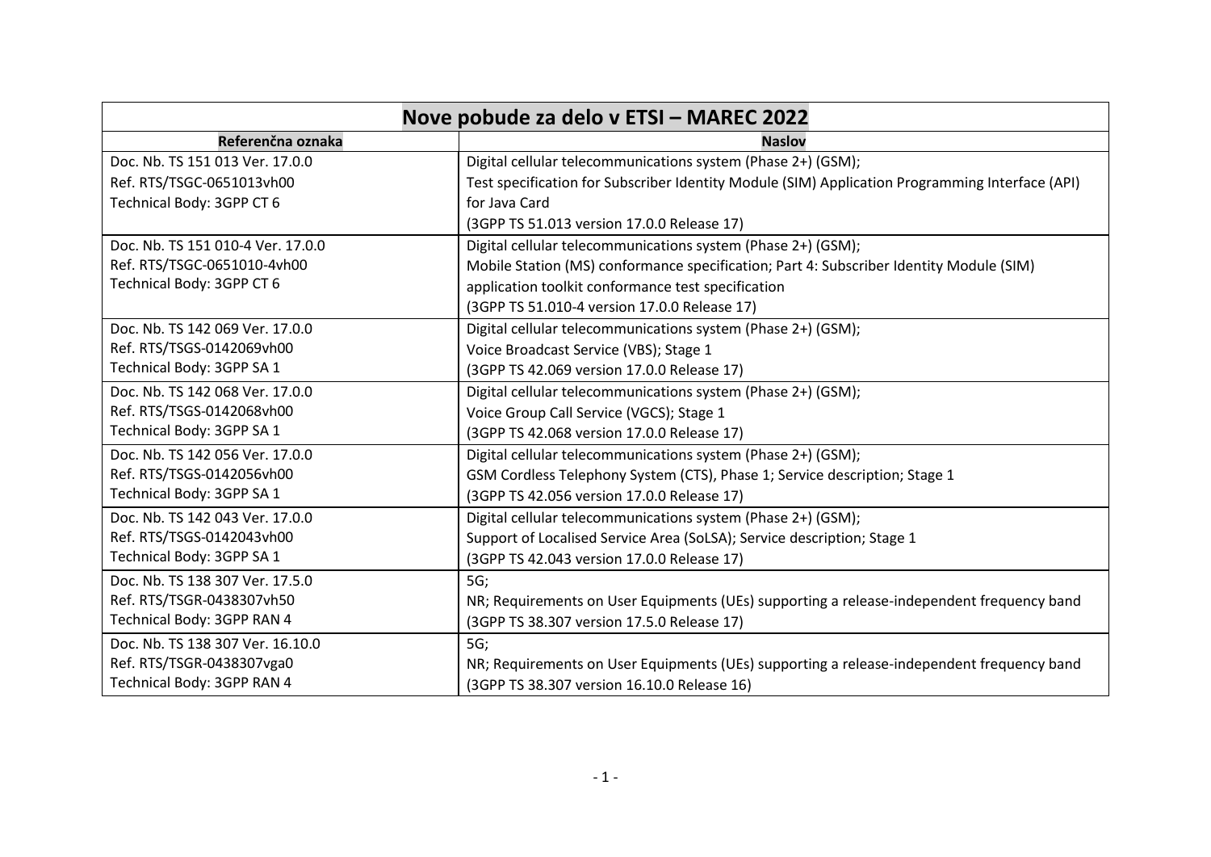| Nove pobude za delo v ETSI – MAREC 2022 | |
|---|---|
| **Referenčna oznaka** | **Naslov** |
| Doc. Nb. TS 151 013 Ver. 17.0.0<br>Ref. RTS/TSGC-0651013vh00<br>Technical Body: 3GPP CT 6 | Digital cellular telecommunications system (Phase 2+) (GSM);<br>Test specification for Subscriber Identity Module (SIM) Application Programming Interface (API) for Java Card<br>(3GPP TS 51.013 version 17.0.0 Release 17) |
| Doc. Nb. TS 151 010-4 Ver. 17.0.0<br>Ref. RTS/TSGC-0651010-4vh00<br>Technical Body: 3GPP CT 6 | Digital cellular telecommunications system (Phase 2+) (GSM);<br>Mobile Station (MS) conformance specification; Part 4: Subscriber Identity Module (SIM) application toolkit conformance test specification<br>(3GPP TS 51.010-4 version 17.0.0 Release 17) |
| Doc. Nb. TS 142 069 Ver. 17.0.0<br>Ref. RTS/TSGS-0142069vh00<br>Technical Body: 3GPP SA 1 | Digital cellular telecommunications system (Phase 2+) (GSM);<br>Voice Broadcast Service (VBS); Stage 1<br>(3GPP TS 42.069 version 17.0.0 Release 17) |
| Doc. Nb. TS 142 068 Ver. 17.0.0<br>Ref. RTS/TSGS-0142068vh00<br>Technical Body: 3GPP SA 1 | Digital cellular telecommunications system (Phase 2+) (GSM);<br>Voice Group Call Service (VGCS); Stage 1<br>(3GPP TS 42.068 version 17.0.0 Release 17) |
| Doc. Nb. TS 142 056 Ver. 17.0.0<br>Ref. RTS/TSGS-0142056vh00<br>Technical Body: 3GPP SA 1 | Digital cellular telecommunications system (Phase 2+) (GSM);<br>GSM Cordless Telephony System (CTS), Phase 1; Service description; Stage 1<br>(3GPP TS 42.056 version 17.0.0 Release 17) |
| Doc. Nb. TS 142 043 Ver. 17.0.0<br>Ref. RTS/TSGS-0142043vh00<br>Technical Body: 3GPP SA 1 | Digital cellular telecommunications system (Phase 2+) (GSM);<br>Support of Localised Service Area (SoLSA); Service description; Stage 1<br>(3GPP TS 42.043 version 17.0.0 Release 17) |
| Doc. Nb. TS 138 307 Ver. 17.5.0<br>Ref. RTS/TSGR-0438307vh50<br>Technical Body: 3GPP RAN 4 | 5G;<br>NR; Requirements on User Equipments (UEs) supporting a release-independent frequency band<br>(3GPP TS 38.307 version 17.5.0 Release 17) |
| Doc. Nb. TS 138 307 Ver. 16.10.0<br>Ref. RTS/TSGR-0438307vga0<br>Technical Body: 3GPP RAN 4 | 5G;<br>NR; Requirements on User Equipments (UEs) supporting a release-independent frequency band<br>(3GPP TS 38.307 version 16.10.0 Release 16) |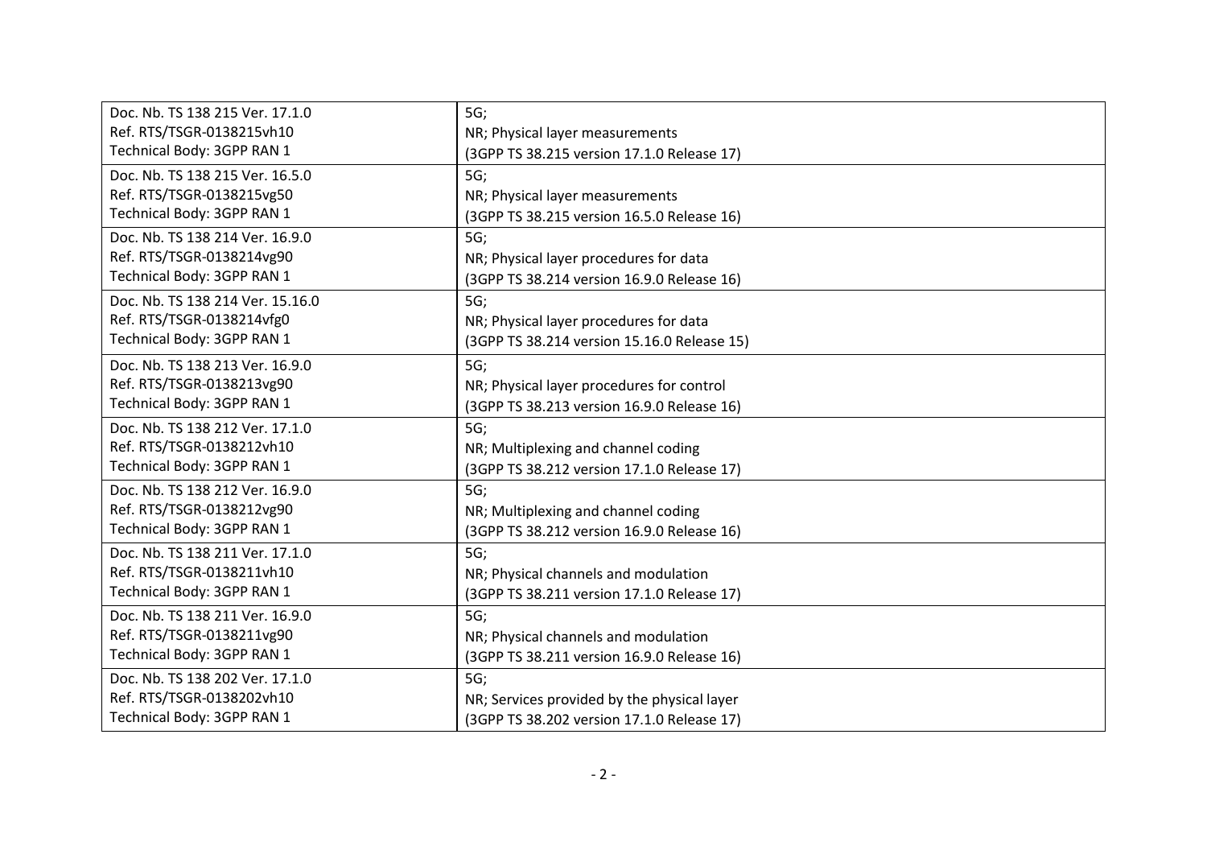| | |
|---|---|
| Doc. Nb. TS 138 215 Ver. 17.1.0<br>Ref. RTS/TSGR-0138215vh10<br>Technical Body: 3GPP RAN 1 | 5G;<br>NR; Physical layer measurements<br>(3GPP TS 38.215 version 17.1.0 Release 17) |
| Doc. Nb. TS 138 215 Ver. 16.5.0<br>Ref. RTS/TSGR-0138215vg50<br>Technical Body: 3GPP RAN 1 | 5G;<br>NR; Physical layer measurements<br>(3GPP TS 38.215 version 16.5.0 Release 16) |
| Doc. Nb. TS 138 214 Ver. 16.9.0<br>Ref. RTS/TSGR-0138214vg90<br>Technical Body: 3GPP RAN 1 | 5G;<br>NR; Physical layer procedures for data<br>(3GPP TS 38.214 version 16.9.0 Release 16) |
| Doc. Nb. TS 138 214 Ver. 15.16.0<br>Ref. RTS/TSGR-0138214vfg0<br>Technical Body: 3GPP RAN 1 | 5G;<br>NR; Physical layer procedures for data<br>(3GPP TS 38.214 version 15.16.0 Release 15) |
| Doc. Nb. TS 138 213 Ver. 16.9.0<br>Ref. RTS/TSGR-0138213vg90<br>Technical Body: 3GPP RAN 1 | 5G;<br>NR; Physical layer procedures for control<br>(3GPP TS 38.213 version 16.9.0 Release 16) |
| Doc. Nb. TS 138 212 Ver. 17.1.0<br>Ref. RTS/TSGR-0138212vh10<br>Technical Body: 3GPP RAN 1 | 5G;<br>NR; Multiplexing and channel coding<br>(3GPP TS 38.212 version 17.1.0 Release 17) |
| Doc. Nb. TS 138 212 Ver. 16.9.0<br>Ref. RTS/TSGR-0138212vg90<br>Technical Body: 3GPP RAN 1 | 5G;<br>NR; Multiplexing and channel coding<br>(3GPP TS 38.212 version 16.9.0 Release 16) |
| Doc. Nb. TS 138 211 Ver. 17.1.0<br>Ref. RTS/TSGR-0138211vh10<br>Technical Body: 3GPP RAN 1 | 5G;<br>NR; Physical channels and modulation<br>(3GPP TS 38.211 version 17.1.0 Release 17) |
| Doc. Nb. TS 138 211 Ver. 16.9.0<br>Ref. RTS/TSGR-0138211vg90<br>Technical Body: 3GPP RAN 1 | 5G;<br>NR; Physical channels and modulation<br>(3GPP TS 38.211 version 16.9.0 Release 16) |
| Doc. Nb. TS 138 202 Ver. 17.1.0<br>Ref. RTS/TSGR-0138202vh10<br>Technical Body: 3GPP RAN 1 | 5G;<br>NR; Services provided by the physical layer<br>(3GPP TS 38.202 version 17.1.0 Release 17) |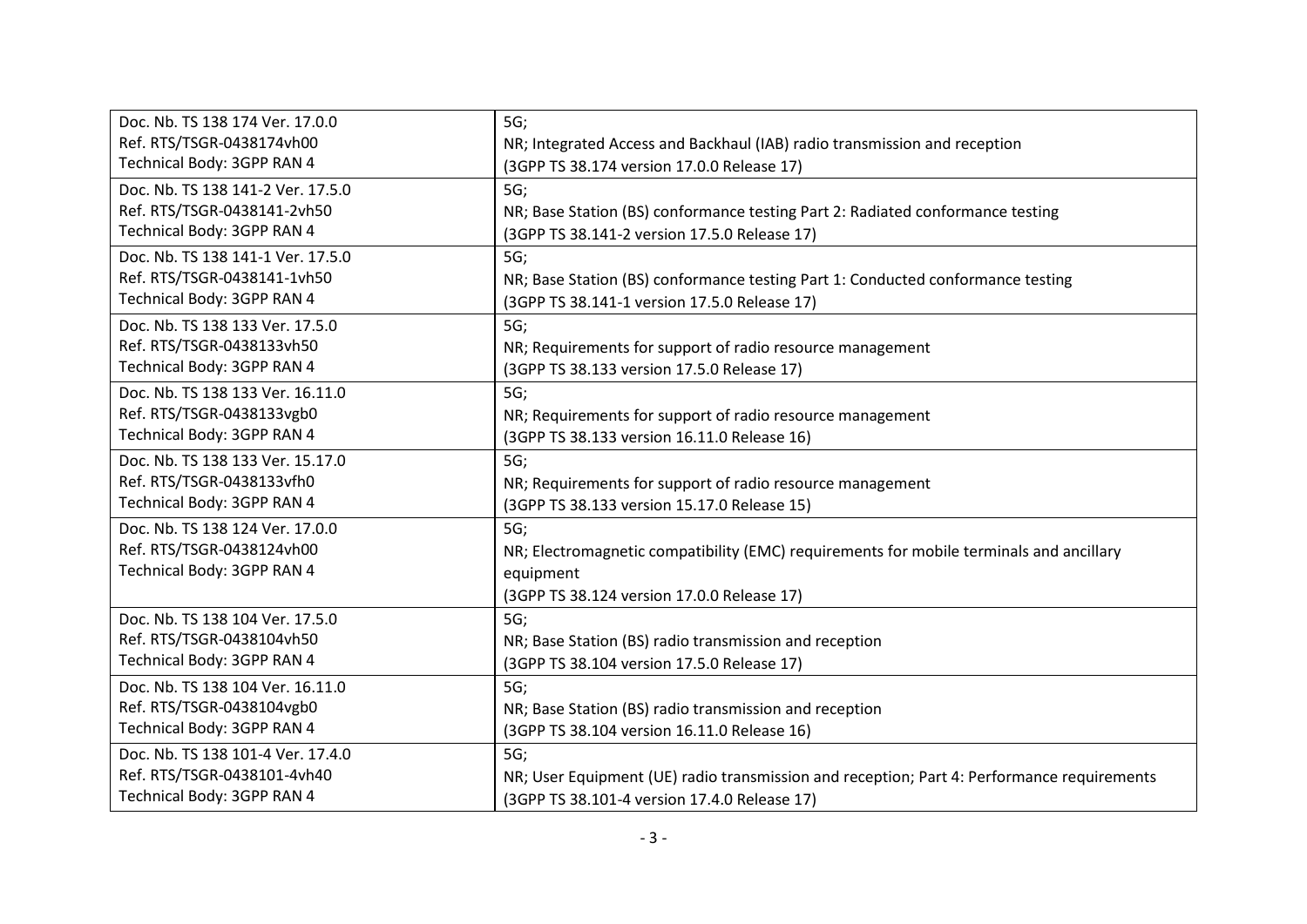| Doc. Nb. TS 138 174 Ver. 17.0.0<br>Ref. RTS/TSGR-0438174vh00<br>Technical Body: 3GPP RAN 4 | 5G;<br>NR; Integrated Access and Backhaul (IAB) radio transmission and reception<br>(3GPP TS 38.174 version 17.0.0 Release 17) |
|---|---|
| Doc. Nb. TS 138 141-2 Ver. 17.5.0<br>Ref. RTS/TSGR-0438141-2vh50<br>Technical Body: 3GPP RAN 4 | 5G;<br>NR; Base Station (BS) conformance testing Part 2: Radiated conformance testing<br>(3GPP TS 38.141-2 version 17.5.0 Release 17) |
| Doc. Nb. TS 138 141-1 Ver. 17.5.0<br>Ref. RTS/TSGR-0438141-1vh50<br>Technical Body: 3GPP RAN 4 | 5G;<br>NR; Base Station (BS) conformance testing Part 1: Conducted conformance testing<br>(3GPP TS 38.141-1 version 17.5.0 Release 17) |
| Doc. Nb. TS 138 133 Ver. 17.5.0<br>Ref. RTS/TSGR-0438133vh50<br>Technical Body: 3GPP RAN 4 | 5G;<br>NR; Requirements for support of radio resource management<br>(3GPP TS 38.133 version 17.5.0 Release 17) |
| Doc. Nb. TS 138 133 Ver. 16.11.0<br>Ref. RTS/TSGR-0438133vgb0<br>Technical Body: 3GPP RAN 4 | 5G;<br>NR; Requirements for support of radio resource management<br>(3GPP TS 38.133 version 16.11.0 Release 16) |
| Doc. Nb. TS 138 133 Ver. 15.17.0<br>Ref. RTS/TSGR-0438133vfh0<br>Technical Body: 3GPP RAN 4 | 5G;<br>NR; Requirements for support of radio resource management<br>(3GPP TS 38.133 version 15.17.0 Release 15) |
| Doc. Nb. TS 138 124 Ver. 17.0.0<br>Ref. RTS/TSGR-0438124vh00<br>Technical Body: 3GPP RAN 4 | 5G;<br>NR; Electromagnetic compatibility (EMC) requirements for mobile terminals and ancillary equipment<br>(3GPP TS 38.124 version 17.0.0 Release 17) |
| Doc. Nb. TS 138 104 Ver. 17.5.0<br>Ref. RTS/TSGR-0438104vh50<br>Technical Body: 3GPP RAN 4 | 5G;<br>NR; Base Station (BS) radio transmission and reception<br>(3GPP TS 38.104 version 17.5.0 Release 17) |
| Doc. Nb. TS 138 104 Ver. 16.11.0<br>Ref. RTS/TSGR-0438104vgb0<br>Technical Body: 3GPP RAN 4 | 5G;<br>NR; Base Station (BS) radio transmission and reception<br>(3GPP TS 38.104 version 16.11.0 Release 16) |
| Doc. Nb. TS 138 101-4 Ver. 17.4.0<br>Ref. RTS/TSGR-0438101-4vh40<br>Technical Body: 3GPP RAN 4 | 5G;<br>NR; User Equipment (UE) radio transmission and reception; Part 4: Performance requirements<br>(3GPP TS 38.101-4 version 17.4.0 Release 17) |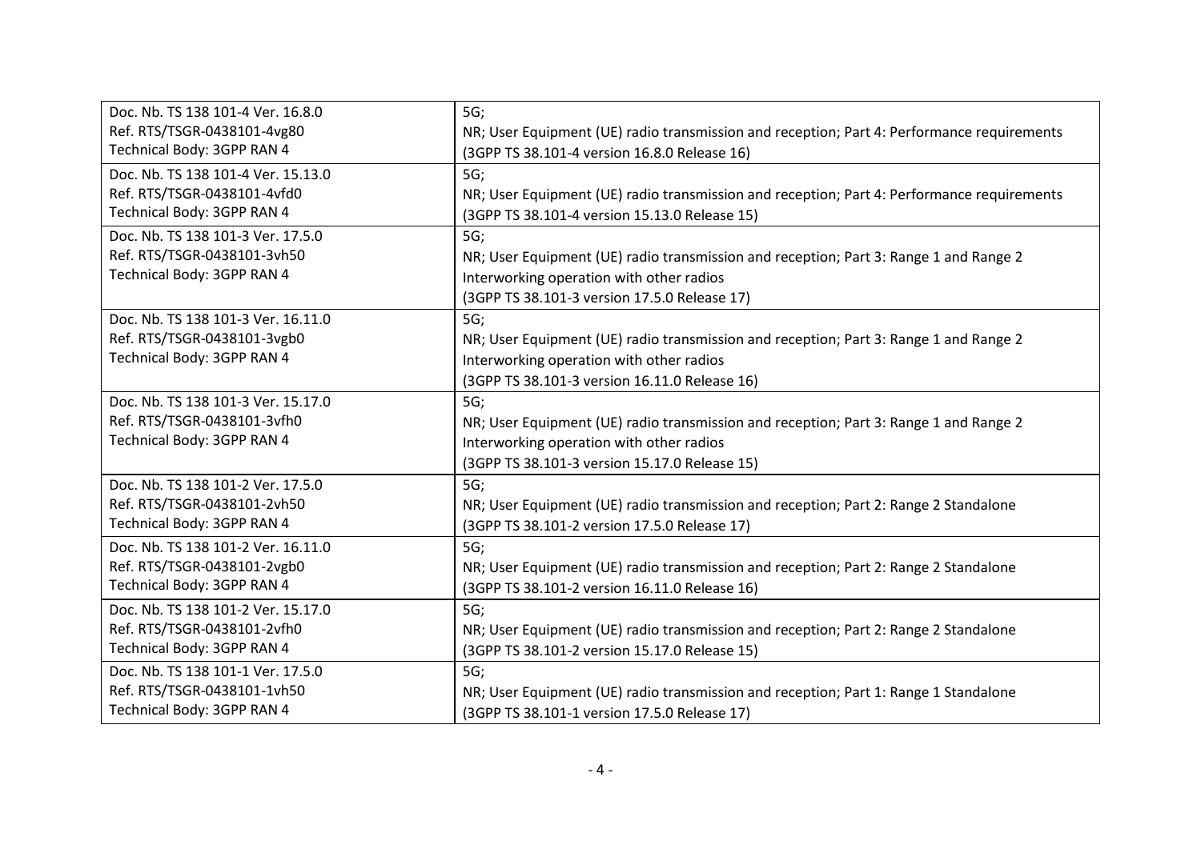| Doc. Nb. TS 138 101-4 Ver. 16.8.0<br>Ref. RTS/TSGR-0438101-4vg80<br>Technical Body: 3GPP RAN 4 | 5G;<br>NR; User Equipment (UE) radio transmission and reception; Part 4: Performance requirements<br>(3GPP TS 38.101-4 version 16.8.0 Release 16) |
|---|---|
| Doc. Nb. TS 138 101-4 Ver. 15.13.0<br>Ref. RTS/TSGR-0438101-4vfd0<br>Technical Body: 3GPP RAN 4 | 5G;<br>NR; User Equipment (UE) radio transmission and reception; Part 4: Performance requirements<br>(3GPP TS 38.101-4 version 15.13.0 Release 15) |
| Doc. Nb. TS 138 101-3 Ver. 17.5.0<br>Ref. RTS/TSGR-0438101-3vh50<br>Technical Body: 3GPP RAN 4 | 5G;<br>NR; User Equipment (UE) radio transmission and reception; Part 3: Range 1 and Range 2 Interworking operation with other radios<br>(3GPP TS 38.101-3 version 17.5.0 Release 17) |
| Doc. Nb. TS 138 101-3 Ver. 16.11.0<br>Ref. RTS/TSGR-0438101-3vgb0<br>Technical Body: 3GPP RAN 4 | 5G;<br>NR; User Equipment (UE) radio transmission and reception; Part 3: Range 1 and Range 2 Interworking operation with other radios<br>(3GPP TS 38.101-3 version 16.11.0 Release 16) |
| Doc. Nb. TS 138 101-3 Ver. 15.17.0<br>Ref. RTS/TSGR-0438101-3vfh0<br>Technical Body: 3GPP RAN 4 | 5G;<br>NR; User Equipment (UE) radio transmission and reception; Part 3: Range 1 and Range 2 Interworking operation with other radios<br>(3GPP TS 38.101-3 version 15.17.0 Release 15) |
| Doc. Nb. TS 138 101-2 Ver. 17.5.0<br>Ref. RTS/TSGR-0438101-2vh50<br>Technical Body: 3GPP RAN 4 | 5G;<br>NR; User Equipment (UE) radio transmission and reception; Part 2: Range 2 Standalone<br>(3GPP TS 38.101-2 version 17.5.0 Release 17) |
| Doc. Nb. TS 138 101-2 Ver. 16.11.0<br>Ref. RTS/TSGR-0438101-2vgb0<br>Technical Body: 3GPP RAN 4 | 5G;<br>NR; User Equipment (UE) radio transmission and reception; Part 2: Range 2 Standalone<br>(3GPP TS 38.101-2 version 16.11.0 Release 16) |
| Doc. Nb. TS 138 101-2 Ver. 15.17.0<br>Ref. RTS/TSGR-0438101-2vfh0<br>Technical Body: 3GPP RAN 4 | 5G;<br>NR; User Equipment (UE) radio transmission and reception; Part 2: Range 2 Standalone<br>(3GPP TS 38.101-2 version 15.17.0 Release 15) |
| Doc. Nb. TS 138 101-1 Ver. 17.5.0<br>Ref. RTS/TSGR-0438101-1vh50<br>Technical Body: 3GPP RAN 4 | 5G;<br>NR; User Equipment (UE) radio transmission and reception; Part 1: Range 1 Standalone<br>(3GPP TS 38.101-1 version 17.5.0 Release 17) |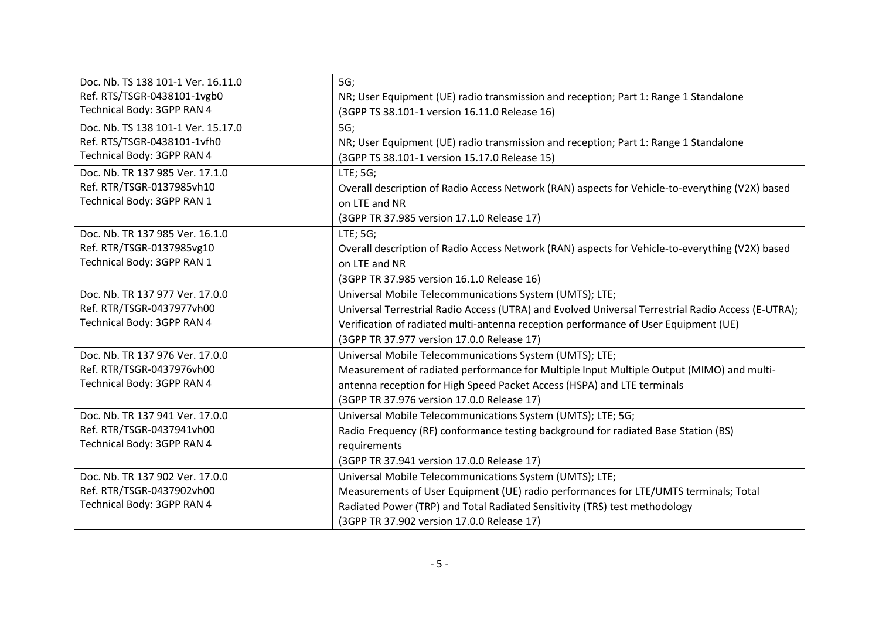| | |
|---|---|
| Doc. Nb. TS 138 101-1 Ver. 16.11.0<br>Ref. RTS/TSGR-0438101-1vgb0<br>Technical Body: 3GPP RAN 4 | 5G;<br>NR; User Equipment (UE) radio transmission and reception; Part 1: Range 1 Standalone<br>(3GPP TS 38.101-1 version 16.11.0 Release 16) |
| Doc. Nb. TS 138 101-1 Ver. 15.17.0<br>Ref. RTS/TSGR-0438101-1vfh0<br>Technical Body: 3GPP RAN 4 | 5G;<br>NR; User Equipment (UE) radio transmission and reception; Part 1: Range 1 Standalone<br>(3GPP TS 38.101-1 version 15.17.0 Release 15) |
| Doc. Nb. TR 137 985 Ver. 17.1.0<br>Ref. RTR/TSGR-0137985vh10<br>Technical Body: 3GPP RAN 1 | LTE; 5G;<br>Overall description of Radio Access Network (RAN) aspects for Vehicle-to-everything (V2X) based on LTE and NR<br>(3GPP TR 37.985 version 17.1.0 Release 17) |
| Doc. Nb. TR 137 985 Ver. 16.1.0<br>Ref. RTR/TSGR-0137985vg10<br>Technical Body: 3GPP RAN 1 | LTE; 5G;<br>Overall description of Radio Access Network (RAN) aspects for Vehicle-to-everything (V2X) based on LTE and NR<br>(3GPP TR 37.985 version 16.1.0 Release 16) |
| Doc. Nb. TR 137 977 Ver. 17.0.0<br>Ref. RTR/TSGR-0437977vh00<br>Technical Body: 3GPP RAN 4 | Universal Mobile Telecommunications System (UMTS); LTE;<br>Universal Terrestrial Radio Access (UTRA) and Evolved Universal Terrestrial Radio Access (E-UTRA);<br>Verification of radiated multi-antenna reception performance of User Equipment (UE)<br>(3GPP TR 37.977 version 17.0.0 Release 17) |
| Doc. Nb. TR 137 976 Ver. 17.0.0<br>Ref. RTR/TSGR-0437976vh00<br>Technical Body: 3GPP RAN 4 | Universal Mobile Telecommunications System (UMTS); LTE;<br>Measurement of radiated performance for Multiple Input Multiple Output (MIMO) and multi-antenna reception for High Speed Packet Access (HSPA) and LTE terminals<br>(3GPP TR 37.976 version 17.0.0 Release 17) |
| Doc. Nb. TR 137 941 Ver. 17.0.0<br>Ref. RTR/TSGR-0437941vh00<br>Technical Body: 3GPP RAN 4 | Universal Mobile Telecommunications System (UMTS); LTE; 5G;<br>Radio Frequency (RF) conformance testing background for radiated Base Station (BS) requirements<br>(3GPP TR 37.941 version 17.0.0 Release 17) |
| Doc. Nb. TR 137 902 Ver. 17.0.0<br>Ref. RTR/TSGR-0437902vh00<br>Technical Body: 3GPP RAN 4 | Universal Mobile Telecommunications System (UMTS); LTE;<br>Measurements of User Equipment (UE) radio performances for LTE/UMTS terminals; Total Radiated Power (TRP) and Total Radiated Sensitivity (TRS) test methodology<br>(3GPP TR 37.902 version 17.0.0 Release 17) |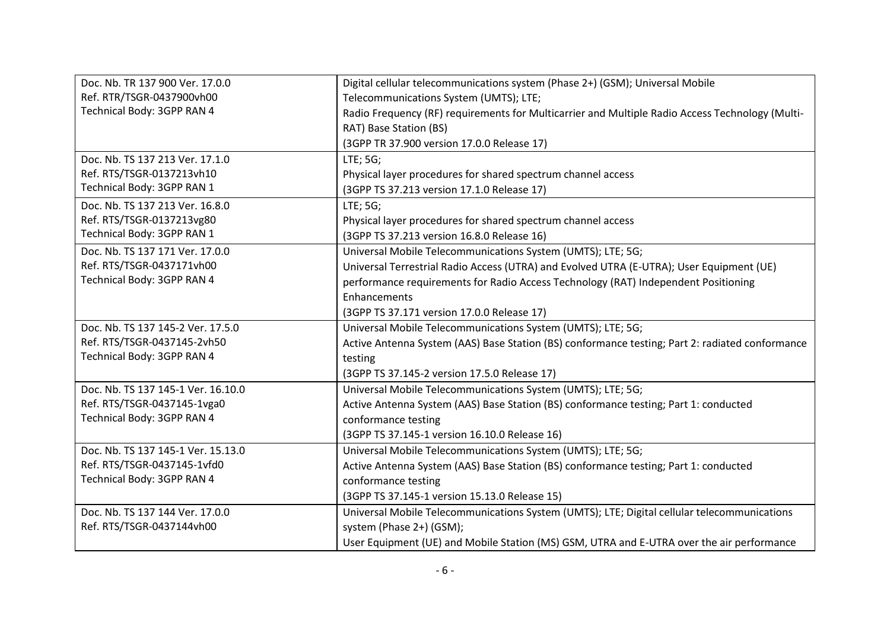| | |
|---|---|
| Doc. Nb. TR 137 900 Ver. 17.0.0<br>Ref. RTR/TSGR-0437900vh00<br>Technical Body: 3GPP RAN 4 | Digital cellular telecommunications system (Phase 2+) (GSM); Universal Mobile Telecommunications System (UMTS); LTE;<br>Radio Frequency (RF) requirements for Multicarrier and Multiple Radio Access Technology (Multi-RAT) Base Station (BS)<br>(3GPP TR 37.900 version 17.0.0 Release 17) |
| Doc. Nb. TS 137 213 Ver. 17.1.0<br>Ref. RTS/TSGR-0137213vh10<br>Technical Body: 3GPP RAN 1 | LTE; 5G;<br>Physical layer procedures for shared spectrum channel access<br>(3GPP TS 37.213 version 17.1.0 Release 17) |
| Doc. Nb. TS 137 213 Ver. 16.8.0<br>Ref. RTS/TSGR-0137213vg80<br>Technical Body: 3GPP RAN 1 | LTE; 5G;<br>Physical layer procedures for shared spectrum channel access<br>(3GPP TS 37.213 version 16.8.0 Release 16) |
| Doc. Nb. TS 137 171 Ver. 17.0.0<br>Ref. RTS/TSGR-0437171vh00<br>Technical Body: 3GPP RAN 4 | Universal Mobile Telecommunications System (UMTS); LTE; 5G;<br>Universal Terrestrial Radio Access (UTRA) and Evolved UTRA (E-UTRA); User Equipment (UE) performance requirements for Radio Access Technology (RAT) Independent Positioning Enhancements<br>(3GPP TS 37.171 version 17.0.0 Release 17) |
| Doc. Nb. TS 137 145-2 Ver. 17.5.0<br>Ref. RTS/TSGR-0437145-2vh50<br>Technical Body: 3GPP RAN 4 | Universal Mobile Telecommunications System (UMTS); LTE; 5G;<br>Active Antenna System (AAS) Base Station (BS) conformance testing; Part 2: radiated conformance testing<br>(3GPP TS 37.145-2 version 17.5.0 Release 17) |
| Doc. Nb. TS 137 145-1 Ver. 16.10.0<br>Ref. RTS/TSGR-0437145-1vga0<br>Technical Body: 3GPP RAN 4 | Universal Mobile Telecommunications System (UMTS); LTE; 5G;<br>Active Antenna System (AAS) Base Station (BS) conformance testing; Part 1: conducted conformance testing<br>(3GPP TS 37.145-1 version 16.10.0 Release 16) |
| Doc. Nb. TS 137 145-1 Ver. 15.13.0<br>Ref. RTS/TSGR-0437145-1vfd0<br>Technical Body: 3GPP RAN 4 | Universal Mobile Telecommunications System (UMTS); LTE; 5G;<br>Active Antenna System (AAS) Base Station (BS) conformance testing; Part 1: conducted conformance testing<br>(3GPP TS 37.145-1 version 15.13.0 Release 15) |
| Doc. Nb. TS 137 144 Ver. 17.0.0<br>Ref. RTS/TSGR-0437144vh00 | Universal Mobile Telecommunications System (UMTS); LTE; Digital cellular telecommunications system (Phase 2+) (GSM);<br>User Equipment (UE) and Mobile Station (MS) GSM, UTRA and E-UTRA over the air performance |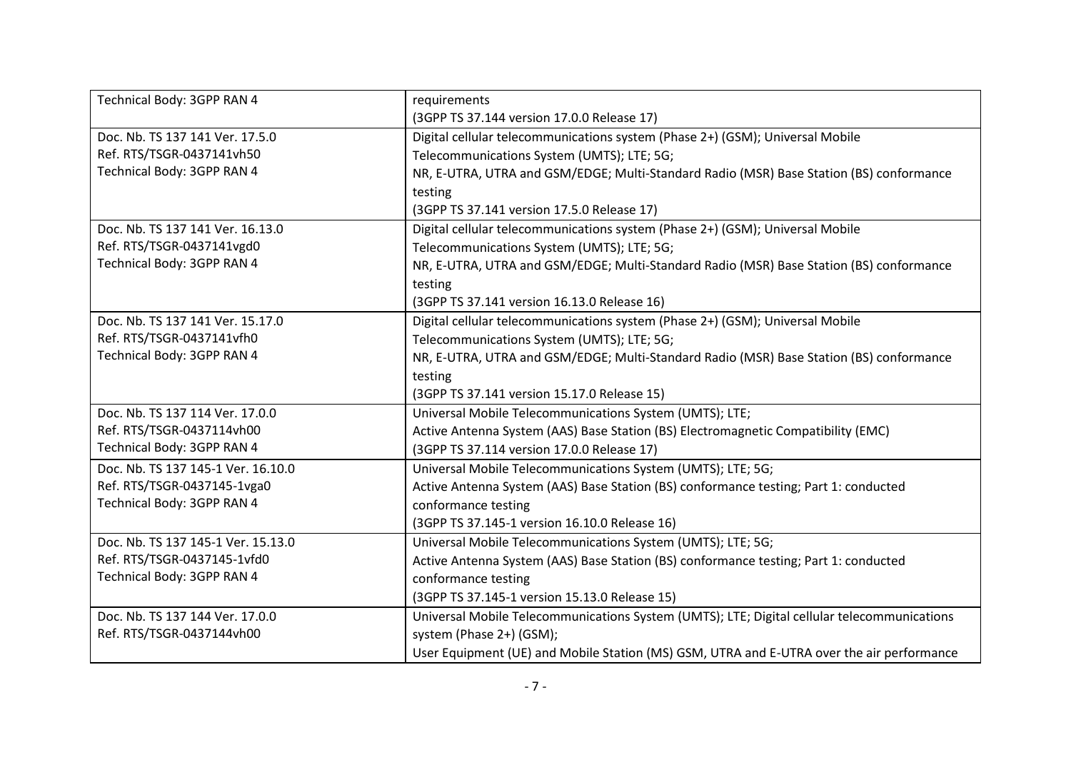| | |
|---|---|
| Technical Body: 3GPP RAN 4 | requirements<br>(3GPP TS 37.144 version 17.0.0 Release 17) |
| Doc. Nb. TS 137 141 Ver. 17.5.0<br>Ref. RTS/TSGR-0437141vh50<br>Technical Body: 3GPP RAN 4 | Digital cellular telecommunications system (Phase 2+) (GSM); Universal Mobile Telecommunications System (UMTS); LTE; 5G;<br>NR, E-UTRA, UTRA and GSM/EDGE; Multi-Standard Radio (MSR) Base Station (BS) conformance testing<br>(3GPP TS 37.141 version 17.5.0 Release 17) |
| Doc. Nb. TS 137 141 Ver. 16.13.0<br>Ref. RTS/TSGR-0437141vgd0<br>Technical Body: 3GPP RAN 4 | Digital cellular telecommunications system (Phase 2+) (GSM); Universal Mobile Telecommunications System (UMTS); LTE; 5G;<br>NR, E-UTRA, UTRA and GSM/EDGE; Multi-Standard Radio (MSR) Base Station (BS) conformance testing<br>(3GPP TS 37.141 version 16.13.0 Release 16) |
| Doc. Nb. TS 137 141 Ver. 15.17.0<br>Ref. RTS/TSGR-0437141vfh0<br>Technical Body: 3GPP RAN 4 | Digital cellular telecommunications system (Phase 2+) (GSM); Universal Mobile Telecommunications System (UMTS); LTE; 5G;<br>NR, E-UTRA, UTRA and GSM/EDGE; Multi-Standard Radio (MSR) Base Station (BS) conformance testing<br>(3GPP TS 37.141 version 15.17.0 Release 15) |
| Doc. Nb. TS 137 114 Ver. 17.0.0<br>Ref. RTS/TSGR-0437114vh00<br>Technical Body: 3GPP RAN 4 | Universal Mobile Telecommunications System (UMTS); LTE;<br>Active Antenna System (AAS) Base Station (BS) Electromagnetic Compatibility (EMC)<br>(3GPP TS 37.114 version 17.0.0 Release 17) |
| Doc. Nb. TS 137 145-1 Ver. 16.10.0<br>Ref. RTS/TSGR-0437145-1vga0<br>Technical Body: 3GPP RAN 4 | Universal Mobile Telecommunications System (UMTS); LTE; 5G;<br>Active Antenna System (AAS) Base Station (BS) conformance testing; Part 1: conducted conformance testing<br>(3GPP TS 37.145-1 version 16.10.0 Release 16) |
| Doc. Nb. TS 137 145-1 Ver. 15.13.0<br>Ref. RTS/TSGR-0437145-1vfd0<br>Technical Body: 3GPP RAN 4 | Universal Mobile Telecommunications System (UMTS); LTE; 5G;<br>Active Antenna System (AAS) Base Station (BS) conformance testing; Part 1: conducted conformance testing<br>(3GPP TS 37.145-1 version 15.13.0 Release 15) |
| Doc. Nb. TS 137 144 Ver. 17.0.0<br>Ref. RTS/TSGR-0437144vh00 | Universal Mobile Telecommunications System (UMTS); LTE; Digital cellular telecommunications system (Phase 2+) (GSM);<br>User Equipment (UE) and Mobile Station (MS) GSM, UTRA and E-UTRA over the air performance |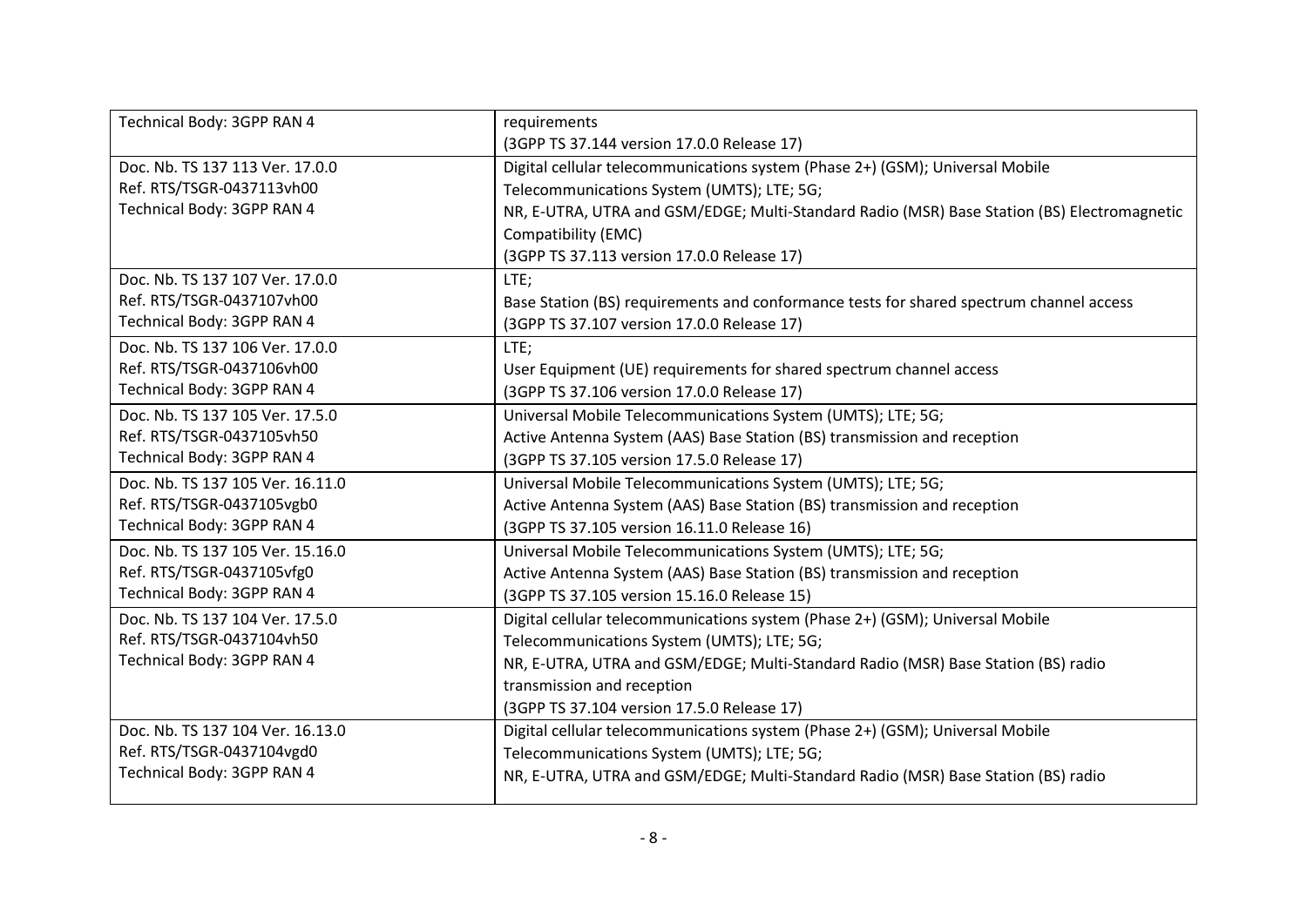| | |
|---|---|
| Technical Body: 3GPP RAN 4 | requirements<br>(3GPP TS 37.144 version 17.0.0 Release 17) |
| Doc. Nb. TS 137 113 Ver. 17.0.0<br>Ref. RTS/TSGR-0437113vh00<br>Technical Body: 3GPP RAN 4 | Digital cellular telecommunications system (Phase 2+) (GSM); Universal Mobile Telecommunications System (UMTS); LTE; 5G;<br>NR, E-UTRA, UTRA and GSM/EDGE; Multi-Standard Radio (MSR) Base Station (BS) Electromagnetic Compatibility (EMC)<br>(3GPP TS 37.113 version 17.0.0 Release 17) |
| Doc. Nb. TS 137 107 Ver. 17.0.0<br>Ref. RTS/TSGR-0437107vh00<br>Technical Body: 3GPP RAN 4 | LTE;<br>Base Station (BS) requirements and conformance tests for shared spectrum channel access<br>(3GPP TS 37.107 version 17.0.0 Release 17) |
| Doc. Nb. TS 137 106 Ver. 17.0.0<br>Ref. RTS/TSGR-0437106vh00<br>Technical Body: 3GPP RAN 4 | LTE;<br>User Equipment (UE) requirements for shared spectrum channel access<br>(3GPP TS 37.106 version 17.0.0 Release 17) |
| Doc. Nb. TS 137 105 Ver. 17.5.0<br>Ref. RTS/TSGR-0437105vh50<br>Technical Body: 3GPP RAN 4 | Universal Mobile Telecommunications System (UMTS); LTE; 5G;<br>Active Antenna System (AAS) Base Station (BS) transmission and reception<br>(3GPP TS 37.105 version 17.5.0 Release 17) |
| Doc. Nb. TS 137 105 Ver. 16.11.0<br>Ref. RTS/TSGR-0437105vgb0<br>Technical Body: 3GPP RAN 4 | Universal Mobile Telecommunications System (UMTS); LTE; 5G;<br>Active Antenna System (AAS) Base Station (BS) transmission and reception<br>(3GPP TS 37.105 version 16.11.0 Release 16) |
| Doc. Nb. TS 137 105 Ver. 15.16.0<br>Ref. RTS/TSGR-0437105vfg0<br>Technical Body: 3GPP RAN 4 | Universal Mobile Telecommunications System (UMTS); LTE; 5G;<br>Active Antenna System (AAS) Base Station (BS) transmission and reception<br>(3GPP TS 37.105 version 15.16.0 Release 15) |
| Doc. Nb. TS 137 104 Ver. 17.5.0<br>Ref. RTS/TSGR-0437104vh50<br>Technical Body: 3GPP RAN 4 | Digital cellular telecommunications system (Phase 2+) (GSM); Universal Mobile Telecommunications System (UMTS); LTE; 5G;<br>NR, E-UTRA, UTRA and GSM/EDGE; Multi-Standard Radio (MSR) Base Station (BS) radio transmission and reception<br>(3GPP TS 37.104 version 17.5.0 Release 17) |
| Doc. Nb. TS 137 104 Ver. 16.13.0<br>Ref. RTS/TSGR-0437104vgd0<br>Technical Body: 3GPP RAN 4 | Digital cellular telecommunications system (Phase 2+) (GSM); Universal Mobile Telecommunications System (UMTS); LTE; 5G;<br>NR, E-UTRA, UTRA and GSM/EDGE; Multi-Standard Radio (MSR) Base Station (BS) radio |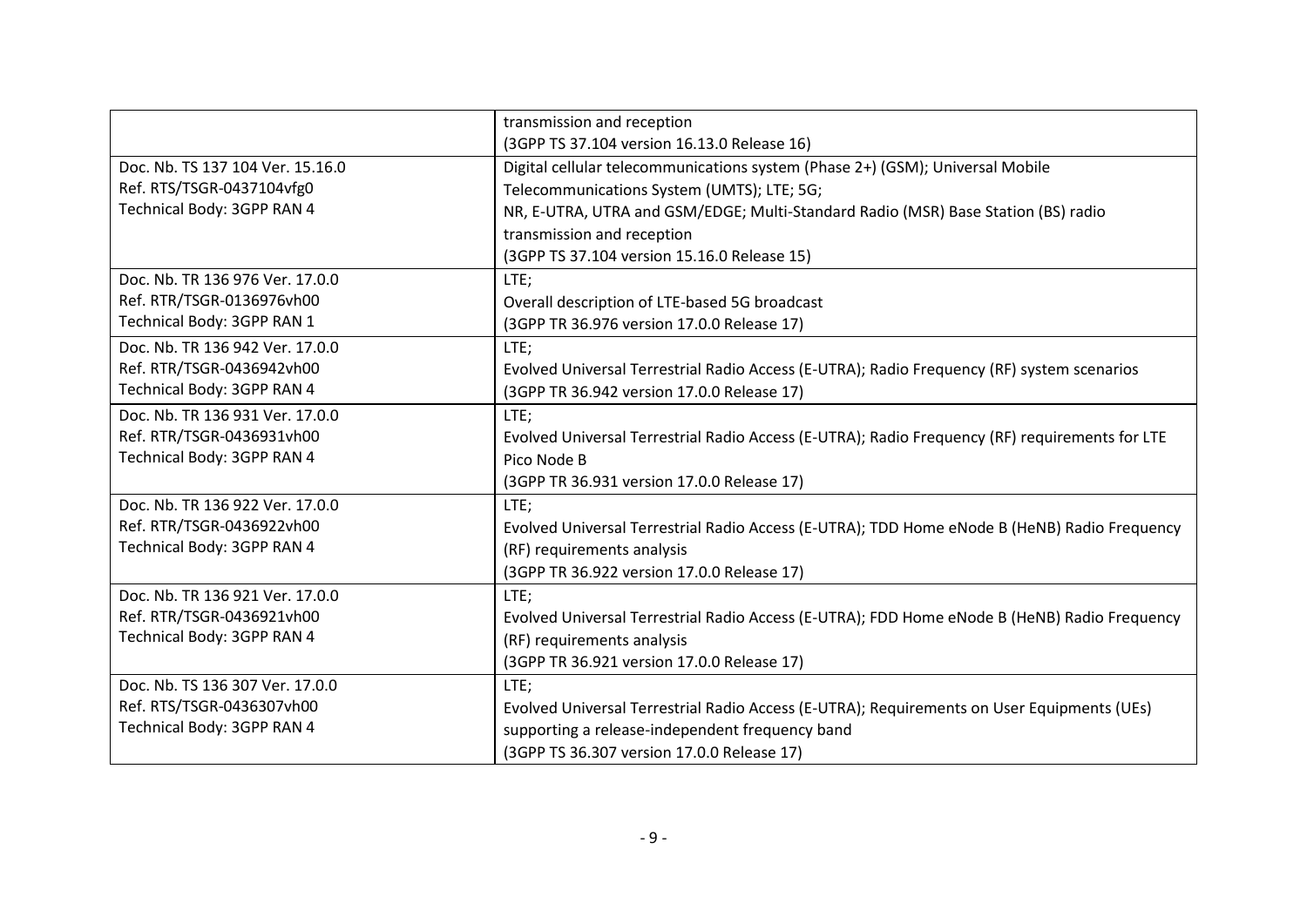| | |
|---|---|
| | transmission and reception<br>(3GPP TS 37.104 version 16.13.0 Release 16) |
| Doc. Nb. TS 137 104 Ver. 15.16.0<br>Ref. RTS/TSGR-0437104vfg0<br>Technical Body: 3GPP RAN 4 | Digital cellular telecommunications system (Phase 2+) (GSM); Universal Mobile Telecommunications System (UMTS); LTE; 5G;<br>NR, E-UTRA, UTRA and GSM/EDGE; Multi-Standard Radio (MSR) Base Station (BS) radio transmission and reception<br>(3GPP TS 37.104 version 15.16.0 Release 15) |
| Doc. Nb. TR 136 976 Ver. 17.0.0<br>Ref. RTR/TSGR-0136976vh00<br>Technical Body: 3GPP RAN 1 | LTE;<br>Overall description of LTE-based 5G broadcast<br>(3GPP TR 36.976 version 17.0.0 Release 17) |
| Doc. Nb. TR 136 942 Ver. 17.0.0<br>Ref. RTR/TSGR-0436942vh00<br>Technical Body: 3GPP RAN 4 | LTE;<br>Evolved Universal Terrestrial Radio Access (E-UTRA); Radio Frequency (RF) system scenarios<br>(3GPP TR 36.942 version 17.0.0 Release 17) |
| Doc. Nb. TR 136 931 Ver. 17.0.0<br>Ref. RTR/TSGR-0436931vh00<br>Technical Body: 3GPP RAN 4 | LTE;<br>Evolved Universal Terrestrial Radio Access (E-UTRA); Radio Frequency (RF) requirements for LTE Pico Node B<br>(3GPP TR 36.931 version 17.0.0 Release 17) |
| Doc. Nb. TR 136 922 Ver. 17.0.0<br>Ref. RTR/TSGR-0436922vh00<br>Technical Body: 3GPP RAN 4 | LTE;<br>Evolved Universal Terrestrial Radio Access (E-UTRA); TDD Home eNode B (HeNB) Radio Frequency (RF) requirements analysis<br>(3GPP TR 36.922 version 17.0.0 Release 17) |
| Doc. Nb. TR 136 921 Ver. 17.0.0<br>Ref. RTR/TSGR-0436921vh00<br>Technical Body: 3GPP RAN 4 | LTE;<br>Evolved Universal Terrestrial Radio Access (E-UTRA); FDD Home eNode B (HeNB) Radio Frequency (RF) requirements analysis<br>(3GPP TR 36.921 version 17.0.0 Release 17) |
| Doc. Nb. TS 136 307 Ver. 17.0.0<br>Ref. RTS/TSGR-0436307vh00<br>Technical Body: 3GPP RAN 4 | LTE;<br>Evolved Universal Terrestrial Radio Access (E-UTRA); Requirements on User Equipments (UEs) supporting a release-independent frequency band<br>(3GPP TS 36.307 version 17.0.0 Release 17) |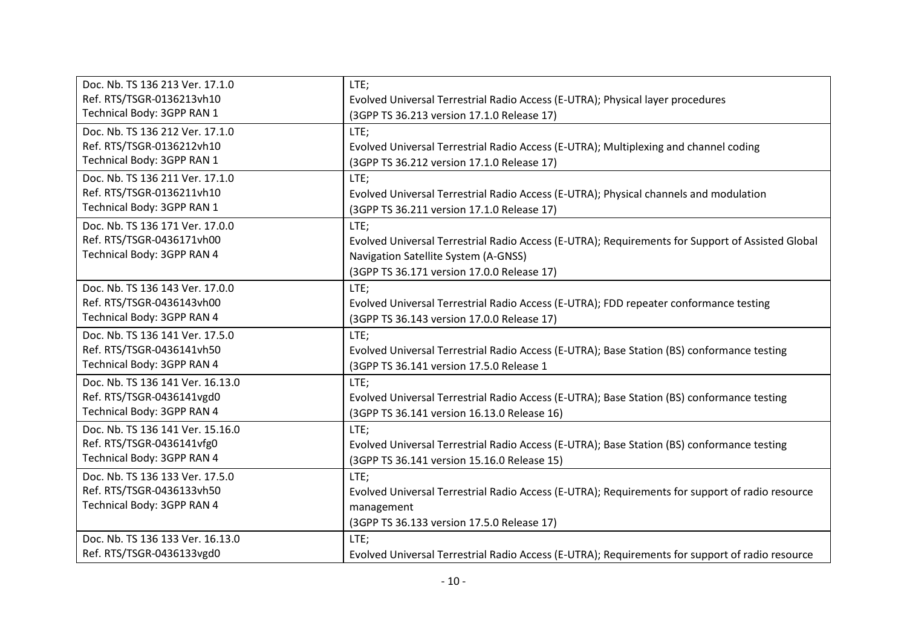| | |
|---|---|
| Doc. Nb. TS 136 213 Ver. 17.1.0<br>Ref. RTS/TSGR-0136213vh10<br>Technical Body: 3GPP RAN 1 | LTE;<br>Evolved Universal Terrestrial Radio Access (E-UTRA); Physical layer procedures<br>(3GPP TS 36.213 version 17.1.0 Release 17) |
| Doc. Nb. TS 136 212 Ver. 17.1.0<br>Ref. RTS/TSGR-0136212vh10<br>Technical Body: 3GPP RAN 1 | LTE;<br>Evolved Universal Terrestrial Radio Access (E-UTRA); Multiplexing and channel coding<br>(3GPP TS 36.212 version 17.1.0 Release 17) |
| Doc. Nb. TS 136 211 Ver. 17.1.0<br>Ref. RTS/TSGR-0136211vh10<br>Technical Body: 3GPP RAN 1 | LTE;<br>Evolved Universal Terrestrial Radio Access (E-UTRA); Physical channels and modulation<br>(3GPP TS 36.211 version 17.1.0 Release 17) |
| Doc. Nb. TS 136 171 Ver. 17.0.0<br>Ref. RTS/TSGR-0436171vh00<br>Technical Body: 3GPP RAN 4 | LTE;<br>Evolved Universal Terrestrial Radio Access (E-UTRA); Requirements for Support of Assisted Global Navigation Satellite System (A-GNSS)<br>(3GPP TS 36.171 version 17.0.0 Release 17) |
| Doc. Nb. TS 136 143 Ver. 17.0.0<br>Ref. RTS/TSGR-0436143vh00<br>Technical Body: 3GPP RAN 4 | LTE;<br>Evolved Universal Terrestrial Radio Access (E-UTRA); FDD repeater conformance testing<br>(3GPP TS 36.143 version 17.0.0 Release 17) |
| Doc. Nb. TS 136 141 Ver. 17.5.0<br>Ref. RTS/TSGR-0436141vh50<br>Technical Body: 3GPP RAN 4 | LTE;<br>Evolved Universal Terrestrial Radio Access (E-UTRA); Base Station (BS) conformance testing<br>(3GPP TS 36.141 version 17.5.0 Release 1 |
| Doc. Nb. TS 136 141 Ver. 16.13.0<br>Ref. RTS/TSGR-0436141vgd0<br>Technical Body: 3GPP RAN 4 | LTE;<br>Evolved Universal Terrestrial Radio Access (E-UTRA); Base Station (BS) conformance testing<br>(3GPP TS 36.141 version 16.13.0 Release 16) |
| Doc. Nb. TS 136 141 Ver. 15.16.0<br>Ref. RTS/TSGR-0436141vfg0<br>Technical Body: 3GPP RAN 4 | LTE;<br>Evolved Universal Terrestrial Radio Access (E-UTRA); Base Station (BS) conformance testing<br>(3GPP TS 36.141 version 15.16.0 Release 15) |
| Doc. Nb. TS 136 133 Ver. 17.5.0<br>Ref. RTS/TSGR-0436133vh50<br>Technical Body: 3GPP RAN 4 | LTE;<br>Evolved Universal Terrestrial Radio Access (E-UTRA); Requirements for support of radio resource management<br>(3GPP TS 36.133 version 17.5.0 Release 17) |
| Doc. Nb. TS 136 133 Ver. 16.13.0<br>Ref. RTS/TSGR-0436133vgd0 | LTE;<br>Evolved Universal Terrestrial Radio Access (E-UTRA); Requirements for support of radio resource |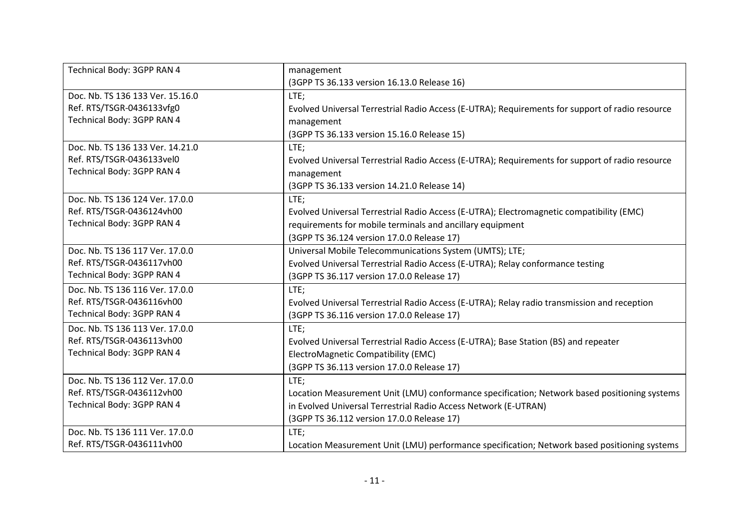| | |
|---|---|
| Technical Body: 3GPP RAN 4 | management<br>(3GPP TS 36.133 version 16.13.0 Release 16) |
| Doc. Nb. TS 136 133 Ver. 15.16.0<br>Ref. RTS/TSGR-0436133vfg0<br>Technical Body: 3GPP RAN 4 | LTE;<br>Evolved Universal Terrestrial Radio Access (E-UTRA); Requirements for support of radio resource management<br>(3GPP TS 36.133 version 15.16.0 Release 15) |
| Doc. Nb. TS 136 133 Ver. 14.21.0<br>Ref. RTS/TSGR-0436133vel0<br>Technical Body: 3GPP RAN 4 | LTE;<br>Evolved Universal Terrestrial Radio Access (E-UTRA); Requirements for support of radio resource management<br>(3GPP TS 36.133 version 14.21.0 Release 14) |
| Doc. Nb. TS 136 124 Ver. 17.0.0<br>Ref. RTS/TSGR-0436124vh00<br>Technical Body: 3GPP RAN 4 | LTE;<br>Evolved Universal Terrestrial Radio Access (E-UTRA); Electromagnetic compatibility (EMC) requirements for mobile terminals and ancillary equipment<br>(3GPP TS 36.124 version 17.0.0 Release 17) |
| Doc. Nb. TS 136 117 Ver. 17.0.0<br>Ref. RTS/TSGR-0436117vh00<br>Technical Body: 3GPP RAN 4 | Universal Mobile Telecommunications System (UMTS); LTE;<br>Evolved Universal Terrestrial Radio Access (E-UTRA); Relay conformance testing<br>(3GPP TS 36.117 version 17.0.0 Release 17) |
| Doc. Nb. TS 136 116 Ver. 17.0.0<br>Ref. RTS/TSGR-0436116vh00<br>Technical Body: 3GPP RAN 4 | LTE;<br>Evolved Universal Terrestrial Radio Access (E-UTRA); Relay radio transmission and reception<br>(3GPP TS 36.116 version 17.0.0 Release 17) |
| Doc. Nb. TS 136 113 Ver. 17.0.0<br>Ref. RTS/TSGR-0436113vh00<br>Technical Body: 3GPP RAN 4 | LTE;<br>Evolved Universal Terrestrial Radio Access (E-UTRA); Base Station (BS) and repeater ElectroMagnetic Compatibility (EMC)<br>(3GPP TS 36.113 version 17.0.0 Release 17) |
| Doc. Nb. TS 136 112 Ver. 17.0.0<br>Ref. RTS/TSGR-0436112vh00<br>Technical Body: 3GPP RAN 4 | LTE;<br>Location Measurement Unit (LMU) conformance specification; Network based positioning systems in Evolved Universal Terrestrial Radio Access Network (E-UTRAN)<br>(3GPP TS 36.112 version 17.0.0 Release 17) |
| Doc. Nb. TS 136 111 Ver. 17.0.0<br>Ref. RTS/TSGR-0436111vh00 | LTE;<br>Location Measurement Unit (LMU) performance specification; Network based positioning systems |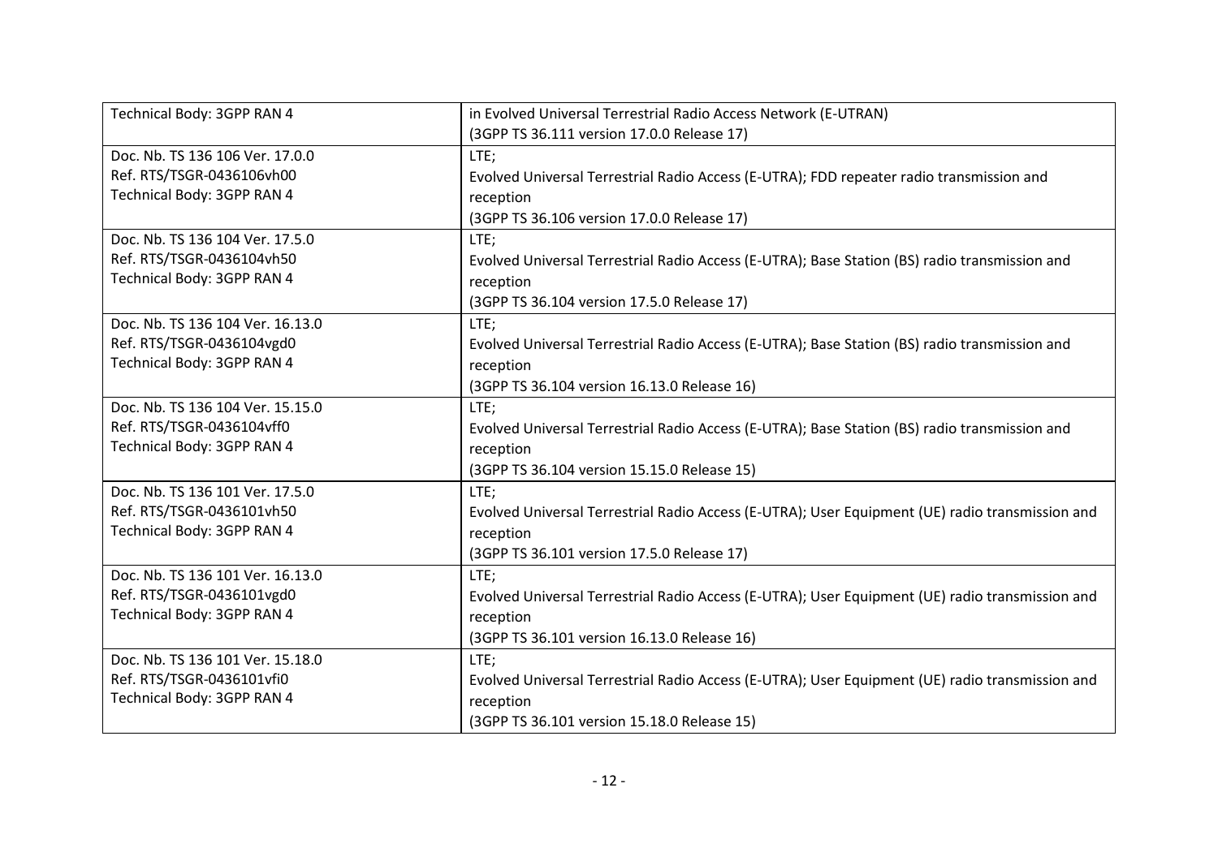| | |
|---|---|
| Technical Body: 3GPP RAN 4 | in Evolved Universal Terrestrial Radio Access Network (E-UTRAN)<br>(3GPP TS 36.111 version 17.0.0 Release 17) |
| Doc. Nb. TS 136 106 Ver. 17.0.0<br>Ref. RTS/TSGR-0436106vh00<br>Technical Body: 3GPP RAN 4 | LTE;<br>Evolved Universal Terrestrial Radio Access (E-UTRA); FDD repeater radio transmission and reception<br>(3GPP TS 36.106 version 17.0.0 Release 17) |
| Doc. Nb. TS 136 104 Ver. 17.5.0<br>Ref. RTS/TSGR-0436104vh50<br>Technical Body: 3GPP RAN 4 | LTE;<br>Evolved Universal Terrestrial Radio Access (E-UTRA); Base Station (BS) radio transmission and reception<br>(3GPP TS 36.104 version 17.5.0 Release 17) |
| Doc. Nb. TS 136 104 Ver. 16.13.0<br>Ref. RTS/TSGR-0436104vgd0<br>Technical Body: 3GPP RAN 4 | LTE;<br>Evolved Universal Terrestrial Radio Access (E-UTRA); Base Station (BS) radio transmission and reception<br>(3GPP TS 36.104 version 16.13.0 Release 16) |
| Doc. Nb. TS 136 104 Ver. 15.15.0<br>Ref. RTS/TSGR-0436104vff0<br>Technical Body: 3GPP RAN 4 | LTE;<br>Evolved Universal Terrestrial Radio Access (E-UTRA); Base Station (BS) radio transmission and reception<br>(3GPP TS 36.104 version 15.15.0 Release 15) |
| Doc. Nb. TS 136 101 Ver. 17.5.0<br>Ref. RTS/TSGR-0436101vh50<br>Technical Body: 3GPP RAN 4 | LTE;<br>Evolved Universal Terrestrial Radio Access (E-UTRA); User Equipment (UE) radio transmission and reception<br>(3GPP TS 36.101 version 17.5.0 Release 17) |
| Doc. Nb. TS 136 101 Ver. 16.13.0<br>Ref. RTS/TSGR-0436101vgd0<br>Technical Body: 3GPP RAN 4 | LTE;<br>Evolved Universal Terrestrial Radio Access (E-UTRA); User Equipment (UE) radio transmission and reception<br>(3GPP TS 36.101 version 16.13.0 Release 16) |
| Doc. Nb. TS 136 101 Ver. 15.18.0<br>Ref. RTS/TSGR-0436101vfi0<br>Technical Body: 3GPP RAN 4 | LTE;<br>Evolved Universal Terrestrial Radio Access (E-UTRA); User Equipment (UE) radio transmission and reception<br>(3GPP TS 36.101 version 15.18.0 Release 15) |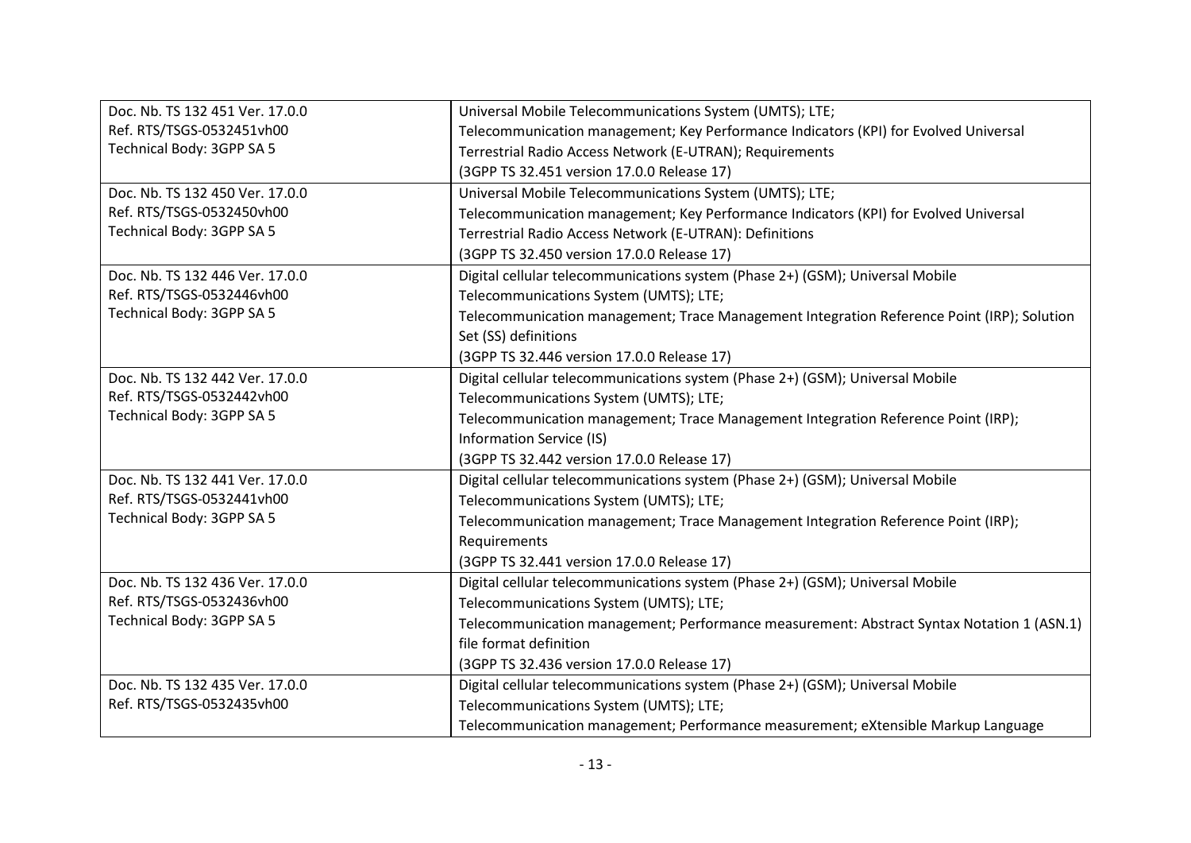| | |
|---|---|
| Doc. Nb. TS 132 451 Ver. 17.0.0<br>Ref. RTS/TSGS-0532451vh00<br>Technical Body: 3GPP SA 5 | Universal Mobile Telecommunications System (UMTS); LTE;<br>Telecommunication management; Key Performance Indicators (KPI) for Evolved Universal Terrestrial Radio Access Network (E-UTRAN); Requirements<br>(3GPP TS 32.451 version 17.0.0 Release 17) |
| Doc. Nb. TS 132 450 Ver. 17.0.0<br>Ref. RTS/TSGS-0532450vh00<br>Technical Body: 3GPP SA 5 | Universal Mobile Telecommunications System (UMTS); LTE;<br>Telecommunication management; Key Performance Indicators (KPI) for Evolved Universal Terrestrial Radio Access Network (E-UTRAN): Definitions<br>(3GPP TS 32.450 version 17.0.0 Release 17) |
| Doc. Nb. TS 132 446 Ver. 17.0.0<br>Ref. RTS/TSGS-0532446vh00<br>Technical Body: 3GPP SA 5 | Digital cellular telecommunications system (Phase 2+) (GSM); Universal Mobile Telecommunications System (UMTS); LTE;<br>Telecommunication management; Trace Management Integration Reference Point (IRP); Solution Set (SS) definitions<br>(3GPP TS 32.446 version 17.0.0 Release 17) |
| Doc. Nb. TS 132 442 Ver. 17.0.0<br>Ref. RTS/TSGS-0532442vh00<br>Technical Body: 3GPP SA 5 | Digital cellular telecommunications system (Phase 2+) (GSM); Universal Mobile Telecommunications System (UMTS); LTE;<br>Telecommunication management; Trace Management Integration Reference Point (IRP); Information Service (IS)<br>(3GPP TS 32.442 version 17.0.0 Release 17) |
| Doc. Nb. TS 132 441 Ver. 17.0.0<br>Ref. RTS/TSGS-0532441vh00<br>Technical Body: 3GPP SA 5 | Digital cellular telecommunications system (Phase 2+) (GSM); Universal Mobile Telecommunications System (UMTS); LTE;<br>Telecommunication management; Trace Management Integration Reference Point (IRP); Requirements<br>(3GPP TS 32.441 version 17.0.0 Release 17) |
| Doc. Nb. TS 132 436 Ver. 17.0.0<br>Ref. RTS/TSGS-0532436vh00<br>Technical Body: 3GPP SA 5 | Digital cellular telecommunications system (Phase 2+) (GSM); Universal Mobile Telecommunications System (UMTS); LTE;<br>Telecommunication management; Performance measurement: Abstract Syntax Notation 1 (ASN.1) file format definition<br>(3GPP TS 32.436 version 17.0.0 Release 17) |
| Doc. Nb. TS 132 435 Ver. 17.0.0<br>Ref. RTS/TSGS-0532435vh00 | Digital cellular telecommunications system (Phase 2+) (GSM); Universal Mobile Telecommunications System (UMTS); LTE;<br>Telecommunication management; Performance measurement; eXtensible Markup Language |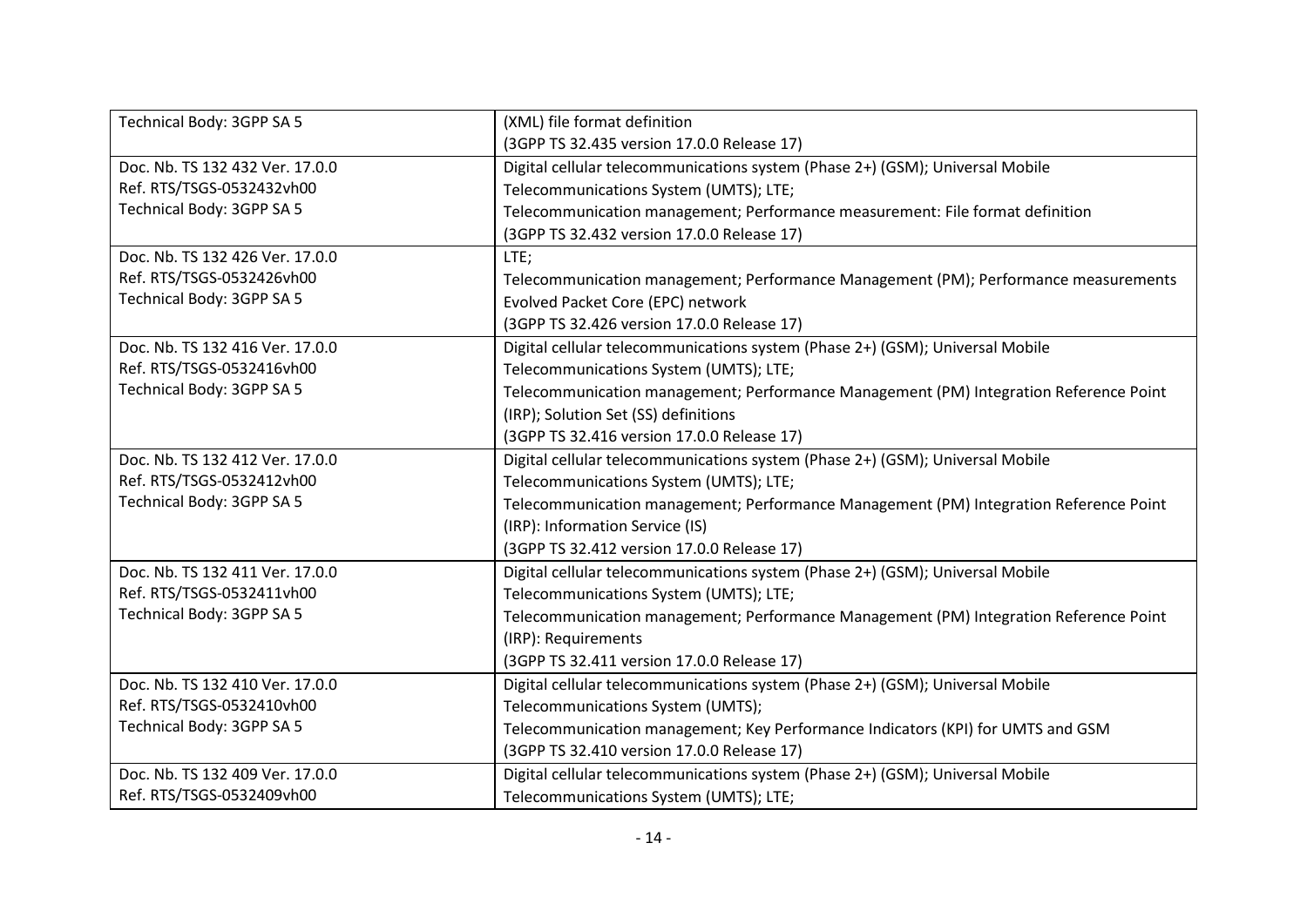| | |
|---|---|
| Technical Body: 3GPP SA 5 | (XML) file format definition<br>(3GPP TS 32.435 version 17.0.0 Release 17) |
| Doc. Nb. TS 132 432 Ver. 17.0.0<br>Ref. RTS/TSGS-0532432vh00<br>Technical Body: 3GPP SA 5 | Digital cellular telecommunications system (Phase 2+) (GSM); Universal Mobile Telecommunications System (UMTS); LTE;<br>Telecommunication management; Performance measurement: File format definition<br>(3GPP TS 32.432 version 17.0.0 Release 17) |
| Doc. Nb. TS 132 426 Ver. 17.0.0<br>Ref. RTS/TSGS-0532426vh00<br>Technical Body: 3GPP SA 5 | LTE;<br>Telecommunication management; Performance Management (PM); Performance measurements Evolved Packet Core (EPC) network<br>(3GPP TS 32.426 version 17.0.0 Release 17) |
| Doc. Nb. TS 132 416 Ver. 17.0.0<br>Ref. RTS/TSGS-0532416vh00<br>Technical Body: 3GPP SA 5 | Digital cellular telecommunications system (Phase 2+) (GSM); Universal Mobile Telecommunications System (UMTS); LTE;<br>Telecommunication management; Performance Management (PM) Integration Reference Point (IRP); Solution Set (SS) definitions<br>(3GPP TS 32.416 version 17.0.0 Release 17) |
| Doc. Nb. TS 132 412 Ver. 17.0.0<br>Ref. RTS/TSGS-0532412vh00<br>Technical Body: 3GPP SA 5 | Digital cellular telecommunications system (Phase 2+) (GSM); Universal Mobile Telecommunications System (UMTS); LTE;<br>Telecommunication management; Performance Management (PM) Integration Reference Point (IRP): Information Service (IS)<br>(3GPP TS 32.412 version 17.0.0 Release 17) |
| Doc. Nb. TS 132 411 Ver. 17.0.0<br>Ref. RTS/TSGS-0532411vh00<br>Technical Body: 3GPP SA 5 | Digital cellular telecommunications system (Phase 2+) (GSM); Universal Mobile Telecommunications System (UMTS); LTE;<br>Telecommunication management; Performance Management (PM) Integration Reference Point (IRP): Requirements<br>(3GPP TS 32.411 version 17.0.0 Release 17) |
| Doc. Nb. TS 132 410 Ver. 17.0.0<br>Ref. RTS/TSGS-0532410vh00<br>Technical Body: 3GPP SA 5 | Digital cellular telecommunications system (Phase 2+) (GSM); Universal Mobile Telecommunications System (UMTS);<br>Telecommunication management; Key Performance Indicators (KPI) for UMTS and GSM<br>(3GPP TS 32.410 version 17.0.0 Release 17) |
| Doc. Nb. TS 132 409 Ver. 17.0.0<br>Ref. RTS/TSGS-0532409vh00 | Digital cellular telecommunications system (Phase 2+) (GSM); Universal Mobile Telecommunications System (UMTS); LTE; |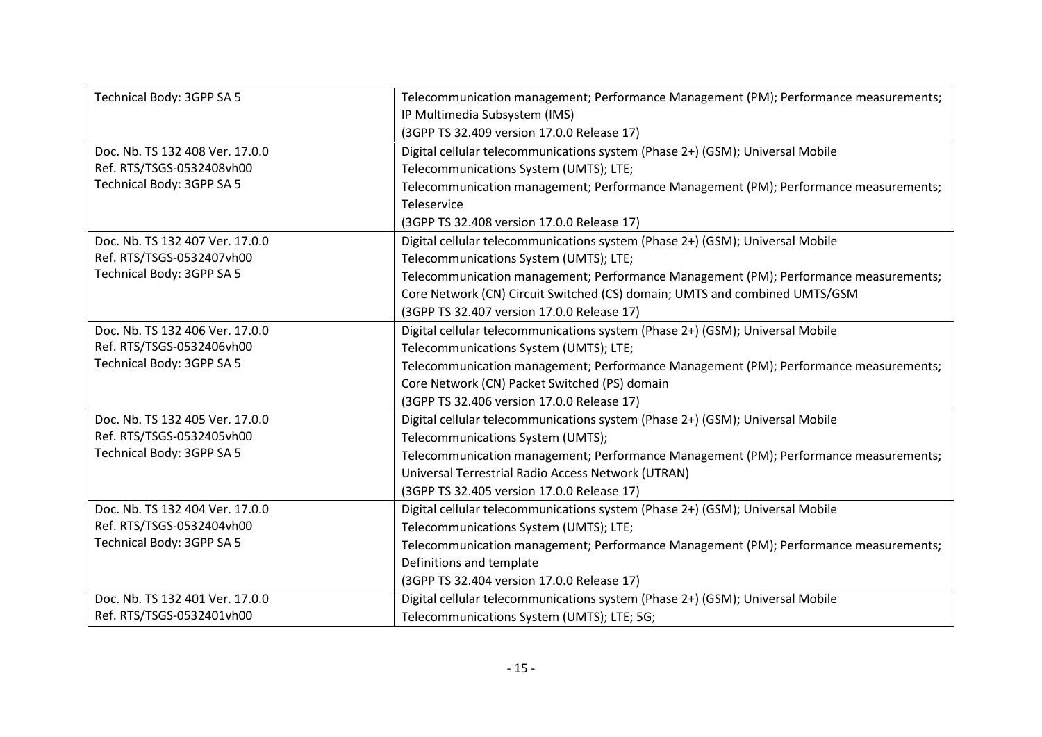| | |
|---|---|
| Technical Body: 3GPP SA 5 | Telecommunication management; Performance Management (PM); Performance measurements; IP Multimedia Subsystem (IMS)<br>(3GPP TS 32.409 version 17.0.0 Release 17) |
| Doc. Nb. TS 132 408 Ver. 17.0.0<br>Ref. RTS/TSGS-0532408vh00<br>Technical Body: 3GPP SA 5 | Digital cellular telecommunications system (Phase 2+) (GSM); Universal Mobile Telecommunications System (UMTS); LTE;<br>Telecommunication management; Performance Management (PM); Performance measurements; Teleservice<br>(3GPP TS 32.408 version 17.0.0 Release 17) |
| Doc. Nb. TS 132 407 Ver. 17.0.0<br>Ref. RTS/TSGS-0532407vh00<br>Technical Body: 3GPP SA 5 | Digital cellular telecommunications system (Phase 2+) (GSM); Universal Mobile Telecommunications System (UMTS); LTE;<br>Telecommunication management; Performance Management (PM); Performance measurements; Core Network (CN) Circuit Switched (CS) domain; UMTS and combined UMTS/GSM<br>(3GPP TS 32.407 version 17.0.0 Release 17) |
| Doc. Nb. TS 132 406 Ver. 17.0.0<br>Ref. RTS/TSGS-0532406vh00<br>Technical Body: 3GPP SA 5 | Digital cellular telecommunications system (Phase 2+) (GSM); Universal Mobile Telecommunications System (UMTS); LTE;<br>Telecommunication management; Performance Management (PM); Performance measurements; Core Network (CN) Packet Switched (PS) domain<br>(3GPP TS 32.406 version 17.0.0 Release 17) |
| Doc. Nb. TS 132 405 Ver. 17.0.0<br>Ref. RTS/TSGS-0532405vh00<br>Technical Body: 3GPP SA 5 | Digital cellular telecommunications system (Phase 2+) (GSM); Universal Mobile Telecommunications System (UMTS);<br>Telecommunication management; Performance Management (PM); Performance measurements; Universal Terrestrial Radio Access Network (UTRAN)<br>(3GPP TS 32.405 version 17.0.0 Release 17) |
| Doc. Nb. TS 132 404 Ver. 17.0.0<br>Ref. RTS/TSGS-0532404vh00<br>Technical Body: 3GPP SA 5 | Digital cellular telecommunications system (Phase 2+) (GSM); Universal Mobile Telecommunications System (UMTS); LTE;<br>Telecommunication management; Performance Management (PM); Performance measurements; Definitions and template<br>(3GPP TS 32.404 version 17.0.0 Release 17) |
| Doc. Nb. TS 132 401 Ver. 17.0.0<br>Ref. RTS/TSGS-0532401vh00 | Digital cellular telecommunications system (Phase 2+) (GSM); Universal Mobile Telecommunications System (UMTS); LTE; 5G; |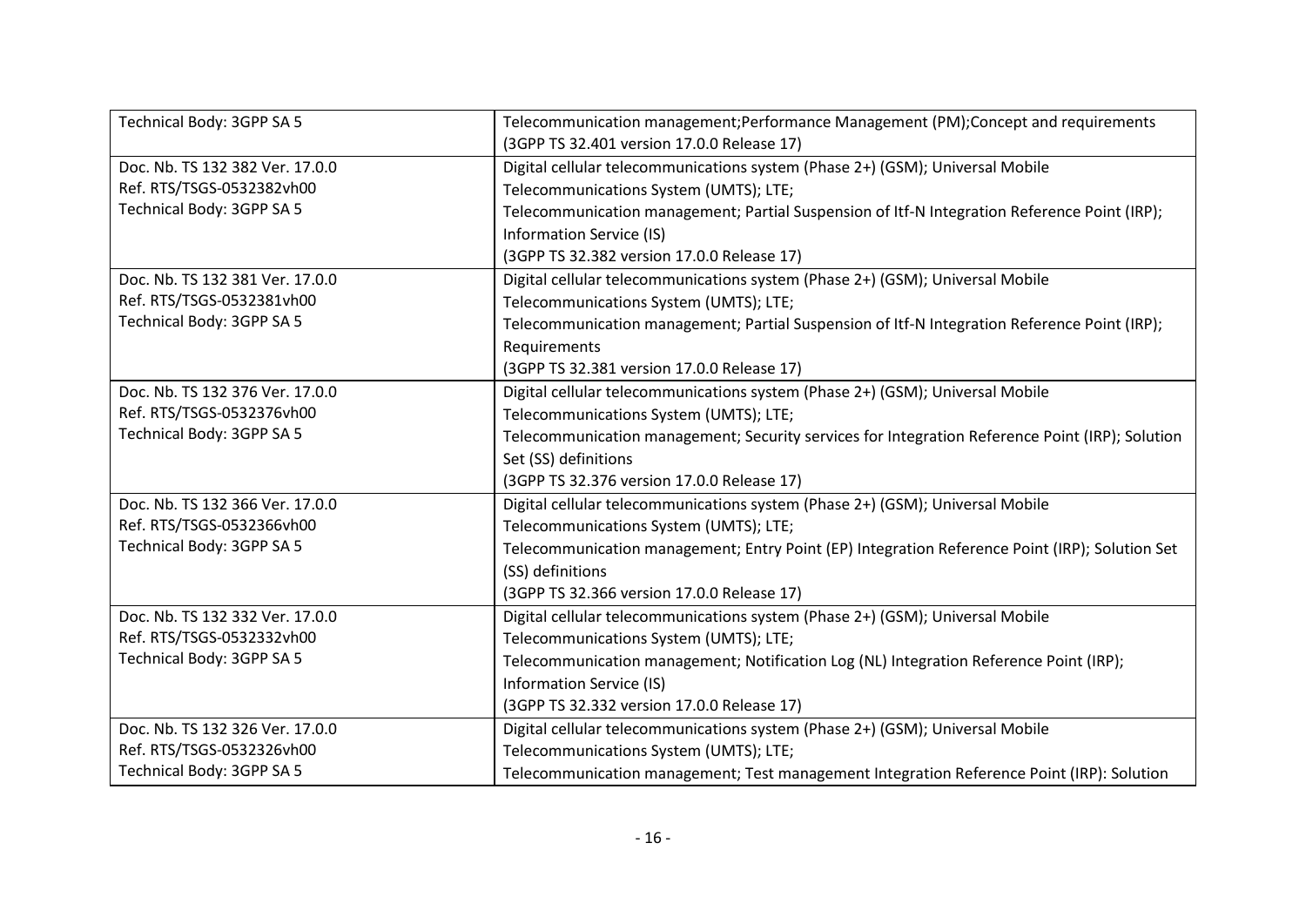| | |
|---|---|
| Technical Body: 3GPP SA 5 | Telecommunication management;Performance Management (PM);Concept and requirements<br>(3GPP TS 32.401 version 17.0.0 Release 17) |
| Doc. Nb. TS 132 382 Ver. 17.0.0<br>Ref. RTS/TSGS-0532382vh00<br>Technical Body: 3GPP SA 5 | Digital cellular telecommunications system (Phase 2+) (GSM); Universal Mobile Telecommunications System (UMTS); LTE;<br>Telecommunication management; Partial Suspension of Itf-N Integration Reference Point (IRP); Information Service (IS)<br>(3GPP TS 32.382 version 17.0.0 Release 17) |
| Doc. Nb. TS 132 381 Ver. 17.0.0<br>Ref. RTS/TSGS-0532381vh00<br>Technical Body: 3GPP SA 5 | Digital cellular telecommunications system (Phase 2+) (GSM); Universal Mobile Telecommunications System (UMTS); LTE;<br>Telecommunication management; Partial Suspension of Itf-N Integration Reference Point (IRP); Requirements<br>(3GPP TS 32.381 version 17.0.0 Release 17) |
| Doc. Nb. TS 132 376 Ver. 17.0.0<br>Ref. RTS/TSGS-0532376vh00<br>Technical Body: 3GPP SA 5 | Digital cellular telecommunications system (Phase 2+) (GSM); Universal Mobile Telecommunications System (UMTS); LTE;<br>Telecommunication management; Security services for Integration Reference Point (IRP); Solution Set (SS) definitions<br>(3GPP TS 32.376 version 17.0.0 Release 17) |
| Doc. Nb. TS 132 366 Ver. 17.0.0<br>Ref. RTS/TSGS-0532366vh00<br>Technical Body: 3GPP SA 5 | Digital cellular telecommunications system (Phase 2+) (GSM); Universal Mobile Telecommunications System (UMTS); LTE;<br>Telecommunication management; Entry Point (EP) Integration Reference Point (IRP); Solution Set (SS) definitions<br>(3GPP TS 32.366 version 17.0.0 Release 17) |
| Doc. Nb. TS 132 332 Ver. 17.0.0<br>Ref. RTS/TSGS-0532332vh00<br>Technical Body: 3GPP SA 5 | Digital cellular telecommunications system (Phase 2+) (GSM); Universal Mobile Telecommunications System (UMTS); LTE;<br>Telecommunication management; Notification Log (NL) Integration Reference Point (IRP); Information Service (IS)<br>(3GPP TS 32.332 version 17.0.0 Release 17) |
| Doc. Nb. TS 132 326 Ver. 17.0.0<br>Ref. RTS/TSGS-0532326vh00<br>Technical Body: 3GPP SA 5 | Digital cellular telecommunications system (Phase 2+) (GSM); Universal Mobile Telecommunications System (UMTS); LTE;<br>Telecommunication management; Test management Integration Reference Point (IRP): Solution |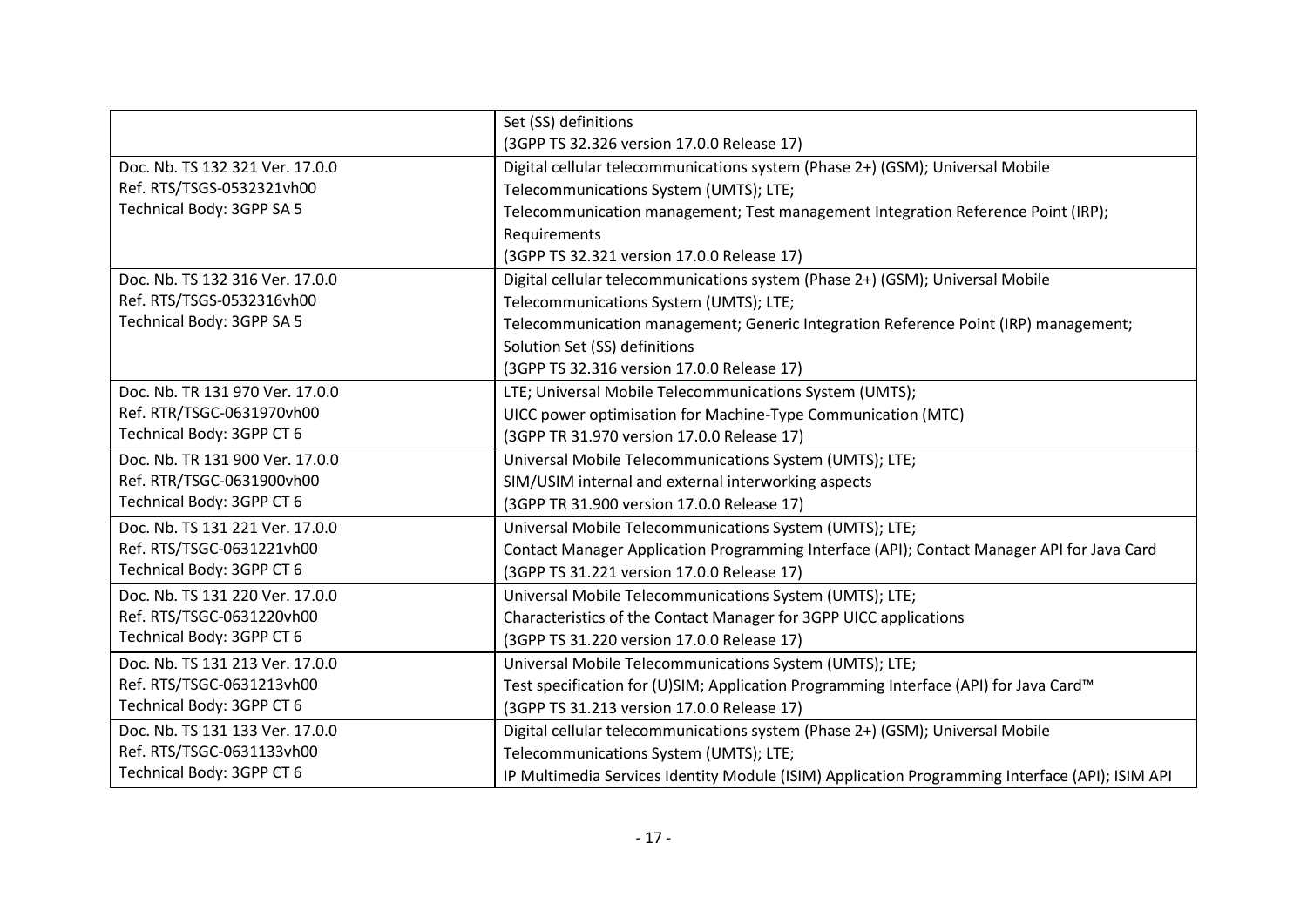| | |
|---|---|
| | Set (SS) definitions<br>(3GPP TS 32.326 version 17.0.0 Release 17) |
| Doc. Nb. TS 132 321 Ver. 17.0.0<br>Ref. RTS/TSGS-0532321vh00<br>Technical Body: 3GPP SA 5 | Digital cellular telecommunications system (Phase 2+) (GSM); Universal Mobile Telecommunications System (UMTS); LTE;<br>Telecommunication management; Test management Integration Reference Point (IRP); Requirements<br>(3GPP TS 32.321 version 17.0.0 Release 17) |
| Doc. Nb. TS 132 316 Ver. 17.0.0<br>Ref. RTS/TSGS-0532316vh00<br>Technical Body: 3GPP SA 5 | Digital cellular telecommunications system (Phase 2+) (GSM); Universal Mobile Telecommunications System (UMTS); LTE;<br>Telecommunication management; Generic Integration Reference Point (IRP) management; Solution Set (SS) definitions<br>(3GPP TS 32.316 version 17.0.0 Release 17) |
| Doc. Nb. TR 131 970 Ver. 17.0.0<br>Ref. RTR/TSGC-0631970vh00<br>Technical Body: 3GPP CT 6 | LTE; Universal Mobile Telecommunications System (UMTS);<br>UICC power optimisation for Machine-Type Communication (MTC)<br>(3GPP TR 31.970 version 17.0.0 Release 17) |
| Doc. Nb. TR 131 900 Ver. 17.0.0<br>Ref. RTR/TSGC-0631900vh00<br>Technical Body: 3GPP CT 6 | Universal Mobile Telecommunications System (UMTS); LTE;<br>SIM/USIM internal and external interworking aspects<br>(3GPP TR 31.900 version 17.0.0 Release 17) |
| Doc. Nb. TS 131 221 Ver. 17.0.0<br>Ref. RTS/TSGC-0631221vh00<br>Technical Body: 3GPP CT 6 | Universal Mobile Telecommunications System (UMTS); LTE;<br>Contact Manager Application Programming Interface (API); Contact Manager API for Java Card<br>(3GPP TS 31.221 version 17.0.0 Release 17) |
| Doc. Nb. TS 131 220 Ver. 17.0.0<br>Ref. RTS/TSGC-0631220vh00<br>Technical Body: 3GPP CT 6 | Universal Mobile Telecommunications System (UMTS); LTE;<br>Characteristics of the Contact Manager for 3GPP UICC applications<br>(3GPP TS 31.220 version 17.0.0 Release 17) |
| Doc. Nb. TS 131 213 Ver. 17.0.0<br>Ref. RTS/TSGC-0631213vh00<br>Technical Body: 3GPP CT 6 | Universal Mobile Telecommunications System (UMTS); LTE;<br>Test specification for (U)SIM; Application Programming Interface (API) for Java Card™<br>(3GPP TS 31.213 version 17.0.0 Release 17) |
| Doc. Nb. TS 131 133 Ver. 17.0.0<br>Ref. RTS/TSGC-0631133vh00<br>Technical Body: 3GPP CT 6 | Digital cellular telecommunications system (Phase 2+) (GSM); Universal Mobile Telecommunications System (UMTS); LTE;<br>IP Multimedia Services Identity Module (ISIM) Application Programming Interface (API); ISIM API |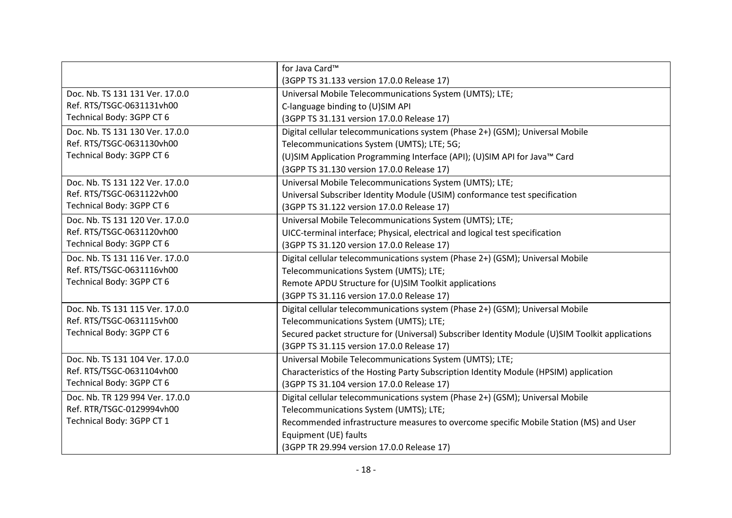| | |
|---|---|
| | for Java Card™<br>(3GPP TS 31.133 version 17.0.0 Release 17) |
| Doc. Nb. TS 131 131 Ver. 17.0.0<br>Ref. RTS/TSGC-0631131vh00<br>Technical Body: 3GPP CT 6 | Universal Mobile Telecommunications System (UMTS); LTE;<br>C-language binding to (U)SIM API<br>(3GPP TS 31.131 version 17.0.0 Release 17) |
| Doc. Nb. TS 131 130 Ver. 17.0.0<br>Ref. RTS/TSGC-0631130vh00<br>Technical Body: 3GPP CT 6 | Digital cellular telecommunications system (Phase 2+) (GSM); Universal Mobile Telecommunications System (UMTS); LTE; 5G;<br>(U)SIM Application Programming Interface (API); (U)SIM API for Java™ Card<br>(3GPP TS 31.130 version 17.0.0 Release 17) |
| Doc. Nb. TS 131 122 Ver. 17.0.0<br>Ref. RTS/TSGC-0631122vh00<br>Technical Body: 3GPP CT 6 | Universal Mobile Telecommunications System (UMTS); LTE;<br>Universal Subscriber Identity Module (USIM) conformance test specification<br>(3GPP TS 31.122 version 17.0.0 Release 17) |
| Doc. Nb. TS 131 120 Ver. 17.0.0<br>Ref. RTS/TSGC-0631120vh00<br>Technical Body: 3GPP CT 6 | Universal Mobile Telecommunications System (UMTS); LTE;<br>UICC-terminal interface; Physical, electrical and logical test specification<br>(3GPP TS 31.120 version 17.0.0 Release 17) |
| Doc. Nb. TS 131 116 Ver. 17.0.0<br>Ref. RTS/TSGC-0631116vh00<br>Technical Body: 3GPP CT 6 | Digital cellular telecommunications system (Phase 2+) (GSM); Universal Mobile Telecommunications System (UMTS); LTE;<br>Remote APDU Structure for (U)SIM Toolkit applications<br>(3GPP TS 31.116 version 17.0.0 Release 17) |
| Doc. Nb. TS 131 115 Ver. 17.0.0<br>Ref. RTS/TSGC-0631115vh00<br>Technical Body: 3GPP CT 6 | Digital cellular telecommunications system (Phase 2+) (GSM); Universal Mobile Telecommunications System (UMTS); LTE;<br>Secured packet structure for (Universal) Subscriber Identity Module (U)SIM Toolkit applications<br>(3GPP TS 31.115 version 17.0.0 Release 17) |
| Doc. Nb. TS 131 104 Ver. 17.0.0<br>Ref. RTS/TSGC-0631104vh00<br>Technical Body: 3GPP CT 6 | Universal Mobile Telecommunications System (UMTS); LTE;<br>Characteristics of the Hosting Party Subscription Identity Module (HPSIM) application<br>(3GPP TS 31.104 version 17.0.0 Release 17) |
| Doc. Nb. TR 129 994 Ver. 17.0.0<br>Ref. RTR/TSGC-0129994vh00<br>Technical Body: 3GPP CT 1 | Digital cellular telecommunications system (Phase 2+) (GSM); Universal Mobile Telecommunications System (UMTS); LTE;<br>Recommended infrastructure measures to overcome specific Mobile Station (MS) and User Equipment (UE) faults<br>(3GPP TR 29.994 version 17.0.0 Release 17) |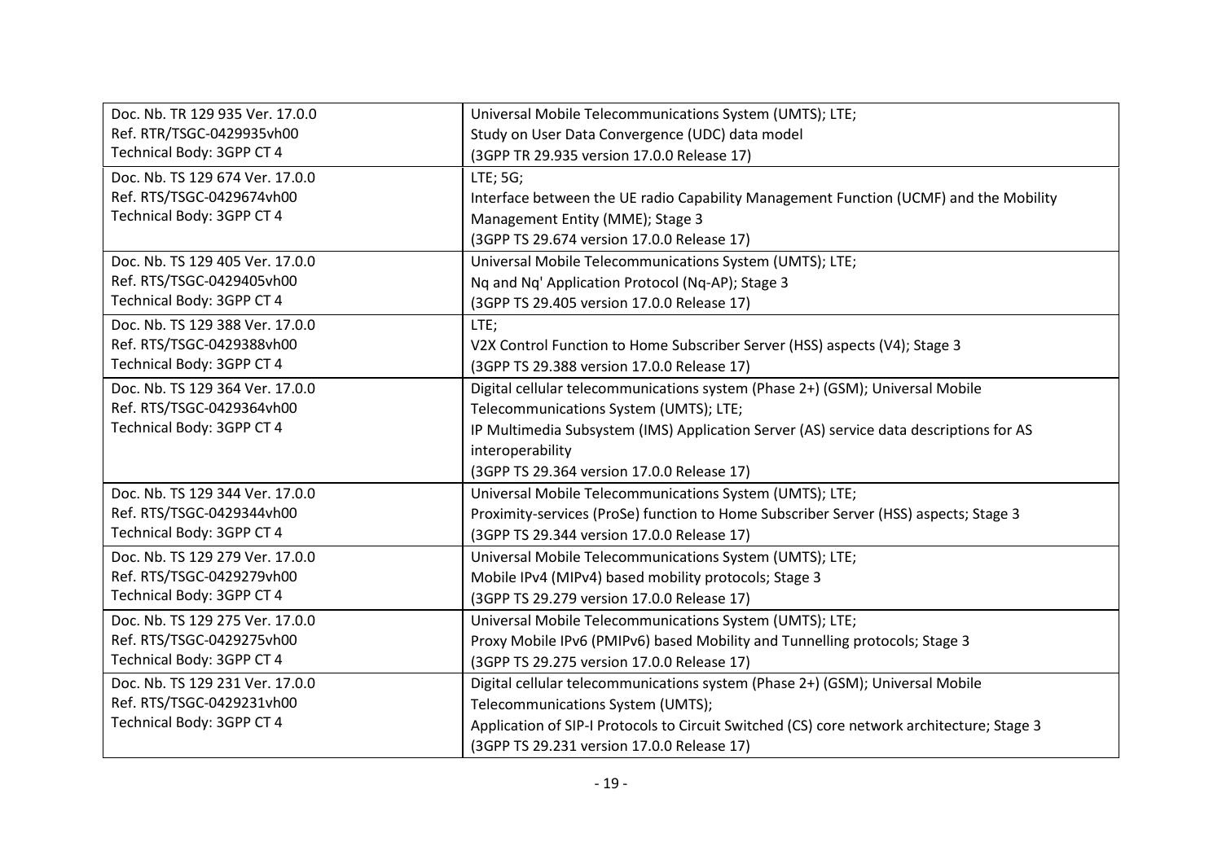| | |
|---|---|
| Doc. Nb. TR 129 935 Ver. 17.0.0<br>Ref. RTR/TSGC-0429935vh00<br>Technical Body: 3GPP CT 4 | Universal Mobile Telecommunications System (UMTS); LTE;<br>Study on User Data Convergence (UDC) data model<br>(3GPP TR 29.935 version 17.0.0 Release 17) |
| Doc. Nb. TS 129 674 Ver. 17.0.0<br>Ref. RTS/TSGC-0429674vh00<br>Technical Body: 3GPP CT 4 | LTE; 5G;<br>Interface between the UE radio Capability Management Function (UCMF) and the Mobility Management Entity (MME); Stage 3<br>(3GPP TS 29.674 version 17.0.0 Release 17) |
| Doc. Nb. TS 129 405 Ver. 17.0.0<br>Ref. RTS/TSGC-0429405vh00<br>Technical Body: 3GPP CT 4 | Universal Mobile Telecommunications System (UMTS); LTE;<br>Nq and Nq' Application Protocol (Nq-AP); Stage 3<br>(3GPP TS 29.405 version 17.0.0 Release 17) |
| Doc. Nb. TS 129 388 Ver. 17.0.0<br>Ref. RTS/TSGC-0429388vh00<br>Technical Body: 3GPP CT 4 | LTE;<br>V2X Control Function to Home Subscriber Server (HSS) aspects (V4); Stage 3<br>(3GPP TS 29.388 version 17.0.0 Release 17) |
| Doc. Nb. TS 129 364 Ver. 17.0.0<br>Ref. RTS/TSGC-0429364vh00<br>Technical Body: 3GPP CT 4 | Digital cellular telecommunications system (Phase 2+) (GSM); Universal Mobile Telecommunications System (UMTS); LTE;<br>IP Multimedia Subsystem (IMS) Application Server (AS) service data descriptions for AS interoperability<br>(3GPP TS 29.364 version 17.0.0 Release 17) |
| Doc. Nb. TS 129 344 Ver. 17.0.0<br>Ref. RTS/TSGC-0429344vh00<br>Technical Body: 3GPP CT 4 | Universal Mobile Telecommunications System (UMTS); LTE;<br>Proximity-services (ProSe) function to Home Subscriber Server (HSS) aspects; Stage 3<br>(3GPP TS 29.344 version 17.0.0 Release 17) |
| Doc. Nb. TS 129 279 Ver. 17.0.0<br>Ref. RTS/TSGC-0429279vh00<br>Technical Body: 3GPP CT 4 | Universal Mobile Telecommunications System (UMTS); LTE;<br>Mobile IPv4 (MIPv4) based mobility protocols; Stage 3<br>(3GPP TS 29.279 version 17.0.0 Release 17) |
| Doc. Nb. TS 129 275 Ver. 17.0.0<br>Ref. RTS/TSGC-0429275vh00<br>Technical Body: 3GPP CT 4 | Universal Mobile Telecommunications System (UMTS); LTE;<br>Proxy Mobile IPv6 (PMIPv6) based Mobility and Tunnelling protocols; Stage 3<br>(3GPP TS 29.275 version 17.0.0 Release 17) |
| Doc. Nb. TS 129 231 Ver. 17.0.0<br>Ref. RTS/TSGC-0429231vh00<br>Technical Body: 3GPP CT 4 | Digital cellular telecommunications system (Phase 2+) (GSM); Universal Mobile Telecommunications System (UMTS);<br>Application of SIP-I Protocols to Circuit Switched (CS) core network architecture; Stage 3<br>(3GPP TS 29.231 version 17.0.0 Release 17) |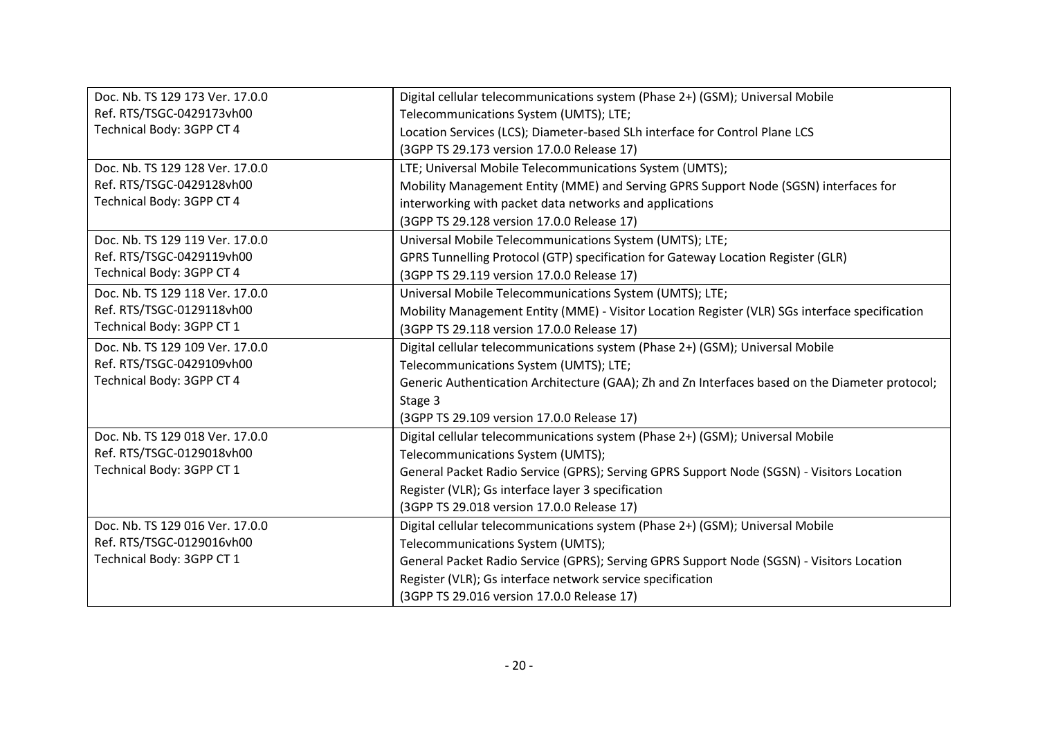| | |
|---|---|
| Doc. Nb. TS 129 173 Ver. 17.0.0<br>Ref. RTS/TSGC-0429173vh00<br>Technical Body: 3GPP CT 4 | Digital cellular telecommunications system (Phase 2+) (GSM); Universal Mobile Telecommunications System (UMTS); LTE;<br>Location Services (LCS); Diameter-based SLh interface for Control Plane LCS<br>(3GPP TS 29.173 version 17.0.0 Release 17) |
| Doc. Nb. TS 129 128 Ver. 17.0.0<br>Ref. RTS/TSGC-0429128vh00<br>Technical Body: 3GPP CT 4 | LTE; Universal Mobile Telecommunications System (UMTS);<br>Mobility Management Entity (MME) and Serving GPRS Support Node (SGSN) interfaces for interworking with packet data networks and applications<br>(3GPP TS 29.128 version 17.0.0 Release 17) |
| Doc. Nb. TS 129 119 Ver. 17.0.0<br>Ref. RTS/TSGC-0429119vh00<br>Technical Body: 3GPP CT 4 | Universal Mobile Telecommunications System (UMTS); LTE;<br>GPRS Tunnelling Protocol (GTP) specification for Gateway Location Register (GLR)<br>(3GPP TS 29.119 version 17.0.0 Release 17) |
| Doc. Nb. TS 129 118 Ver. 17.0.0<br>Ref. RTS/TSGC-0129118vh00<br>Technical Body: 3GPP CT 1 | Universal Mobile Telecommunications System (UMTS); LTE;<br>Mobility Management Entity (MME) - Visitor Location Register (VLR) SGs interface specification<br>(3GPP TS 29.118 version 17.0.0 Release 17) |
| Doc. Nb. TS 129 109 Ver. 17.0.0<br>Ref. RTS/TSGC-0429109vh00<br>Technical Body: 3GPP CT 4 | Digital cellular telecommunications system (Phase 2+) (GSM); Universal Mobile Telecommunications System (UMTS); LTE;<br>Generic Authentication Architecture (GAA); Zh and Zn Interfaces based on the Diameter protocol; Stage 3<br>(3GPP TS 29.109 version 17.0.0 Release 17) |
| Doc. Nb. TS 129 018 Ver. 17.0.0<br>Ref. RTS/TSGC-0129018vh00<br>Technical Body: 3GPP CT 1 | Digital cellular telecommunications system (Phase 2+) (GSM); Universal Mobile Telecommunications System (UMTS);<br>General Packet Radio Service (GPRS); Serving GPRS Support Node (SGSN) - Visitors Location Register (VLR); Gs interface layer 3 specification<br>(3GPP TS 29.018 version 17.0.0 Release 17) |
| Doc. Nb. TS 129 016 Ver. 17.0.0<br>Ref. RTS/TSGC-0129016vh00<br>Technical Body: 3GPP CT 1 | Digital cellular telecommunications system (Phase 2+) (GSM); Universal Mobile Telecommunications System (UMTS);<br>General Packet Radio Service (GPRS); Serving GPRS Support Node (SGSN) - Visitors Location Register (VLR); Gs interface network service specification<br>(3GPP TS 29.016 version 17.0.0 Release 17) |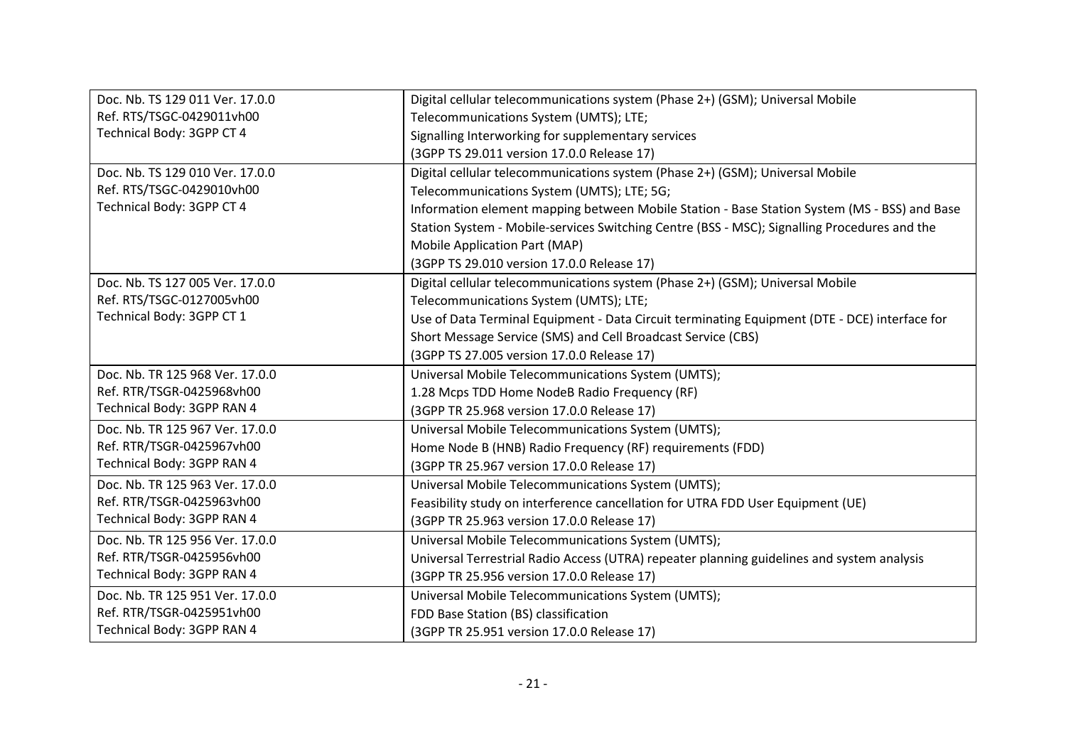| | |
|---|---|
| Doc. Nb. TS 129 011 Ver. 17.0.0<br>Ref. RTS/TSGC-0429011vh00<br>Technical Body: 3GPP CT 4 | Digital cellular telecommunications system (Phase 2+) (GSM); Universal Mobile Telecommunications System (UMTS); LTE;<br>Signalling Interworking for supplementary services<br>(3GPP TS 29.011 version 17.0.0 Release 17) |
| Doc. Nb. TS 129 010 Ver. 17.0.0<br>Ref. RTS/TSGC-0429010vh00<br>Technical Body: 3GPP CT 4 | Digital cellular telecommunications system (Phase 2+) (GSM); Universal Mobile Telecommunications System (UMTS); LTE; 5G;<br>Information element mapping between Mobile Station - Base Station System (MS - BSS) and Base Station System - Mobile-services Switching Centre (BSS - MSC); Signalling Procedures and the Mobile Application Part (MAP)<br>(3GPP TS 29.010 version 17.0.0 Release 17) |
| Doc. Nb. TS 127 005 Ver. 17.0.0<br>Ref. RTS/TSGC-0127005vh00<br>Technical Body: 3GPP CT 1 | Digital cellular telecommunications system (Phase 2+) (GSM); Universal Mobile Telecommunications System (UMTS); LTE;<br>Use of Data Terminal Equipment - Data Circuit terminating Equipment (DTE - DCE) interface for Short Message Service (SMS) and Cell Broadcast Service (CBS)<br>(3GPP TS 27.005 version 17.0.0 Release 17) |
| Doc. Nb. TR 125 968 Ver. 17.0.0<br>Ref. RTR/TSGR-0425968vh00<br>Technical Body: 3GPP RAN 4 | Universal Mobile Telecommunications System (UMTS);<br>1.28 Mcps TDD Home NodeB Radio Frequency (RF)<br>(3GPP TR 25.968 version 17.0.0 Release 17) |
| Doc. Nb. TR 125 967 Ver. 17.0.0<br>Ref. RTR/TSGR-0425967vh00<br>Technical Body: 3GPP RAN 4 | Universal Mobile Telecommunications System (UMTS);<br>Home Node B (HNB) Radio Frequency (RF) requirements (FDD)<br>(3GPP TR 25.967 version 17.0.0 Release 17) |
| Doc. Nb. TR 125 963 Ver. 17.0.0<br>Ref. RTR/TSGR-0425963vh00<br>Technical Body: 3GPP RAN 4 | Universal Mobile Telecommunications System (UMTS);<br>Feasibility study on interference cancellation for UTRA FDD User Equipment (UE)<br>(3GPP TR 25.963 version 17.0.0 Release 17) |
| Doc. Nb. TR 125 956 Ver. 17.0.0<br>Ref. RTR/TSGR-0425956vh00<br>Technical Body: 3GPP RAN 4 | Universal Mobile Telecommunications System (UMTS);<br>Universal Terrestrial Radio Access (UTRA) repeater planning guidelines and system analysis<br>(3GPP TR 25.956 version 17.0.0 Release 17) |
| Doc. Nb. TR 125 951 Ver. 17.0.0<br>Ref. RTR/TSGR-0425951vh00<br>Technical Body: 3GPP RAN 4 | Universal Mobile Telecommunications System (UMTS);<br>FDD Base Station (BS) classification<br>(3GPP TR 25.951 version 17.0.0 Release 17) |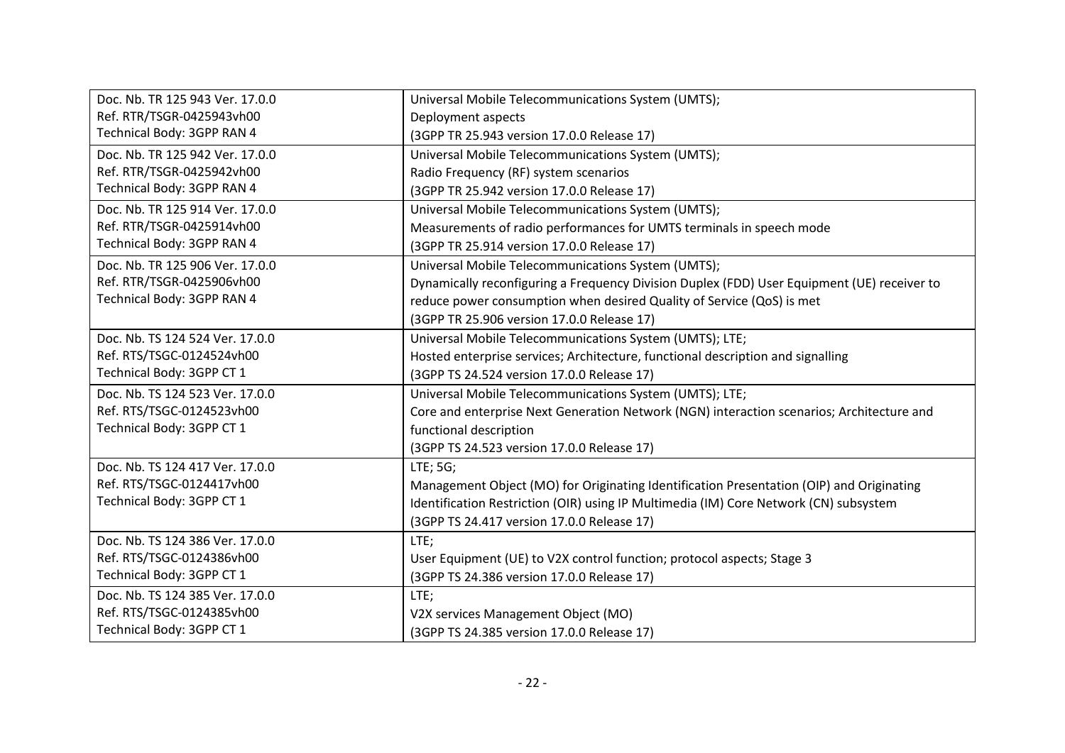| | |
|---|---|
| Doc. Nb. TR 125 943 Ver. 17.0.0<br>Ref. RTR/TSGR-0425943vh00<br>Technical Body: 3GPP RAN 4 | Universal Mobile Telecommunications System (UMTS);<br>Deployment aspects<br>(3GPP TR 25.943 version 17.0.0 Release 17) |
| Doc. Nb. TR 125 942 Ver. 17.0.0<br>Ref. RTR/TSGR-0425942vh00<br>Technical Body: 3GPP RAN 4 | Universal Mobile Telecommunications System (UMTS);<br>Radio Frequency (RF) system scenarios<br>(3GPP TR 25.942 version 17.0.0 Release 17) |
| Doc. Nb. TR 125 914 Ver. 17.0.0<br>Ref. RTR/TSGR-0425914vh00<br>Technical Body: 3GPP RAN 4 | Universal Mobile Telecommunications System (UMTS);<br>Measurements of radio performances for UMTS terminals in speech mode<br>(3GPP TR 25.914 version 17.0.0 Release 17) |
| Doc. Nb. TR 125 906 Ver. 17.0.0<br>Ref. RTR/TSGR-0425906vh00<br>Technical Body: 3GPP RAN 4 | Universal Mobile Telecommunications System (UMTS);<br>Dynamically reconfiguring a Frequency Division Duplex (FDD) User Equipment (UE) receiver to reduce power consumption when desired Quality of Service (QoS) is met<br>(3GPP TR 25.906 version 17.0.0 Release 17) |
| Doc. Nb. TS 124 524 Ver. 17.0.0<br>Ref. RTS/TSGC-0124524vh00<br>Technical Body: 3GPP CT 1 | Universal Mobile Telecommunications System (UMTS); LTE;<br>Hosted enterprise services; Architecture, functional description and signalling<br>(3GPP TS 24.524 version 17.0.0 Release 17) |
| Doc. Nb. TS 124 523 Ver. 17.0.0<br>Ref. RTS/TSGC-0124523vh00<br>Technical Body: 3GPP CT 1 | Universal Mobile Telecommunications System (UMTS); LTE;<br>Core and enterprise Next Generation Network (NGN) interaction scenarios; Architecture and functional description<br>(3GPP TS 24.523 version 17.0.0 Release 17) |
| Doc. Nb. TS 124 417 Ver. 17.0.0<br>Ref. RTS/TSGC-0124417vh00<br>Technical Body: 3GPP CT 1 | LTE; 5G;<br>Management Object (MO) for Originating Identification Presentation (OIP) and Originating Identification Restriction (OIR) using IP Multimedia (IM) Core Network (CN) subsystem<br>(3GPP TS 24.417 version 17.0.0 Release 17) |
| Doc. Nb. TS 124 386 Ver. 17.0.0<br>Ref. RTS/TSGC-0124386vh00<br>Technical Body: 3GPP CT 1 | LTE;<br>User Equipment (UE) to V2X control function; protocol aspects; Stage 3<br>(3GPP TS 24.386 version 17.0.0 Release 17) |
| Doc. Nb. TS 124 385 Ver. 17.0.0<br>Ref. RTS/TSGC-0124385vh00<br>Technical Body: 3GPP CT 1 | LTE;<br>V2X services Management Object (MO)<br>(3GPP TS 24.385 version 17.0.0 Release 17) |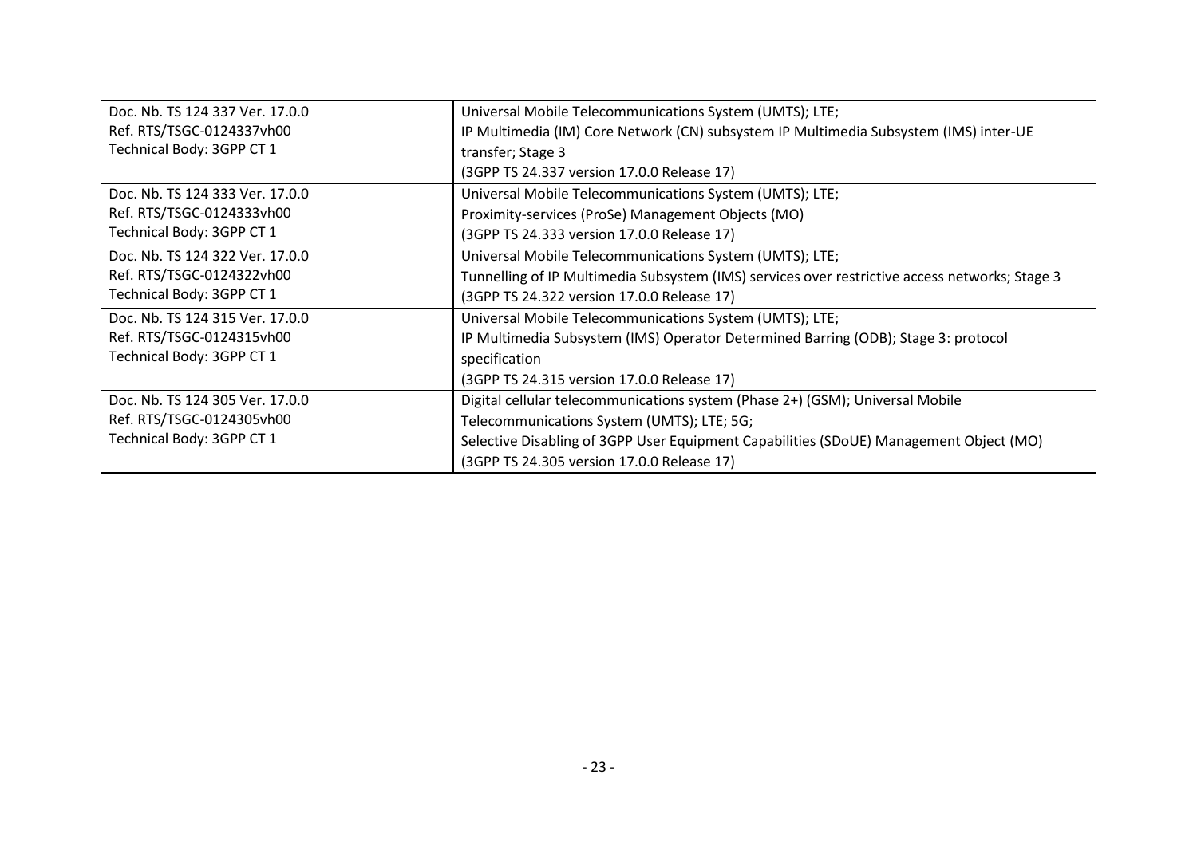| | |
|---|---|
| Doc. Nb. TS 124 337 Ver. 17.0.0<br>Ref. RTS/TSGC-0124337vh00<br>Technical Body: 3GPP CT 1 | Universal Mobile Telecommunications System (UMTS); LTE;<br>IP Multimedia (IM) Core Network (CN) subsystem IP Multimedia Subsystem (IMS) inter-UE transfer; Stage 3<br>(3GPP TS 24.337 version 17.0.0 Release 17) |
| Doc. Nb. TS 124 333 Ver. 17.0.0<br>Ref. RTS/TSGC-0124333vh00<br>Technical Body: 3GPP CT 1 | Universal Mobile Telecommunications System (UMTS); LTE;<br>Proximity-services (ProSe) Management Objects (MO)<br>(3GPP TS 24.333 version 17.0.0 Release 17) |
| Doc. Nb. TS 124 322 Ver. 17.0.0<br>Ref. RTS/TSGC-0124322vh00<br>Technical Body: 3GPP CT 1 | Universal Mobile Telecommunications System (UMTS); LTE;<br>Tunnelling of IP Multimedia Subsystem (IMS) services over restrictive access networks; Stage 3<br>(3GPP TS 24.322 version 17.0.0 Release 17) |
| Doc. Nb. TS 124 315 Ver. 17.0.0<br>Ref. RTS/TSGC-0124315vh00<br>Technical Body: 3GPP CT 1 | Universal Mobile Telecommunications System (UMTS); LTE;<br>IP Multimedia Subsystem (IMS) Operator Determined Barring (ODB); Stage 3: protocol specification<br>(3GPP TS 24.315 version 17.0.0 Release 17) |
| Doc. Nb. TS 124 305 Ver. 17.0.0<br>Ref. RTS/TSGC-0124305vh00<br>Technical Body: 3GPP CT 1 | Digital cellular telecommunications system (Phase 2+) (GSM); Universal Mobile Telecommunications System (UMTS); LTE; 5G;<br>Selective Disabling of 3GPP User Equipment Capabilities (SDoUE) Management Object (MO)<br>(3GPP TS 24.305 version 17.0.0 Release 17) |